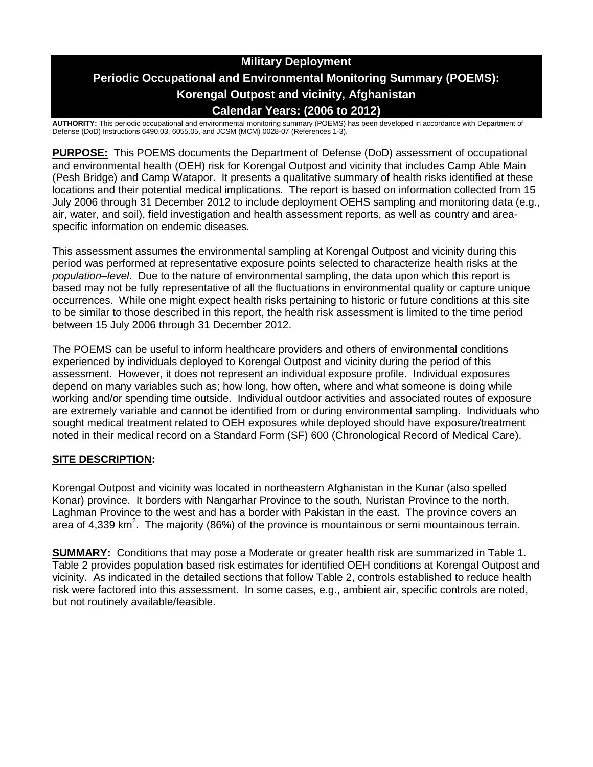# Military Deployment

# Periodic Occupational and Environmental Monitoring Summary (POEMS): Korengal Outpost and vicinity, Afghanistan

# Calendar Years: (2006 to 2012)

**AUTHORITY:** This periodic occupational and environmental monitoring summary (POEMS) has been developed in accordance with Department of Defense (DoD) Instructions 6490.03, 6055.05, and JCSM (MCM) 0028-07 (References 1-3).

**PURPOSE:** This POEMS documents the Department of Defense (DoD) assessment of occupational and environmental health (OEH) risk for Korengal Outpost and vicinity that includes Camp Able Main (Pesh Bridge) and Camp Watapor. It presents a qualitative summary of health risks identified at these locations and their potential medical implications. The report is based on information collected from 15 July 2006 through 31 December 2012 to include deployment OEHS sampling and monitoring data (e.g., air, water, and soil), field investigation and health assessment reports, as well as country and area-specific information on endemic diseases.

This assessment assumes the environmental sampling at Korengal Outpost and vicinity during this period was performed at representative exposure points selected to characterize health risks at the *population–level*. Due to the nature of environmental sampling, the data upon which this report is based may not be fully representative of all the fluctuations in environmental quality or capture unique occurrences. While one might expect health risks pertaining to historic or future conditions at this site to be similar to those described in this report, the health risk assessment is limited to the time period between 15 July 2006 through 31 December 2012.

The POEMS can be useful to inform healthcare providers and others of environmental conditions experienced by individuals deployed to Korengal Outpost and vicinity during the period of this assessment. However, it does not represent an individual exposure profile. Individual exposures depend on many variables such as; how long, how often, where and what someone is doing while working and/or spending time outside. Individual outdoor activities and associated routes of exposure are extremely variable and cannot be identified from or during environmental sampling. Individuals who sought medical treatment related to OEH exposures while deployed should have exposure/treatment noted in their medical record on a Standard Form (SF) 600 (Chronological Record of Medical Care).

## SITE DESCRIPTION:

Korengal Outpost and vicinity was located in northeastern Afghanistan in the Kunar (also spelled Konar) province. It borders with Nangarhar Province to the south, Nuristan Province to the north, Laghman Province to the west and has a border with Pakistan in the east. The province covers an area of 4,339 $km^2$. The majority (86%) of the province is mountainous or semi mountainous terrain.

**SUMMARY:** Conditions that may pose a Moderate or greater health risk are summarized in Table 1. Table 2 provides population based risk estimates for identified OEH conditions at Korengal Outpost and vicinity. As indicated in the detailed sections that follow Table 2, controls established to reduce health risk were factored into this assessment. In some cases, e.g., ambient air, specific controls are noted, but not routinely available/feasible.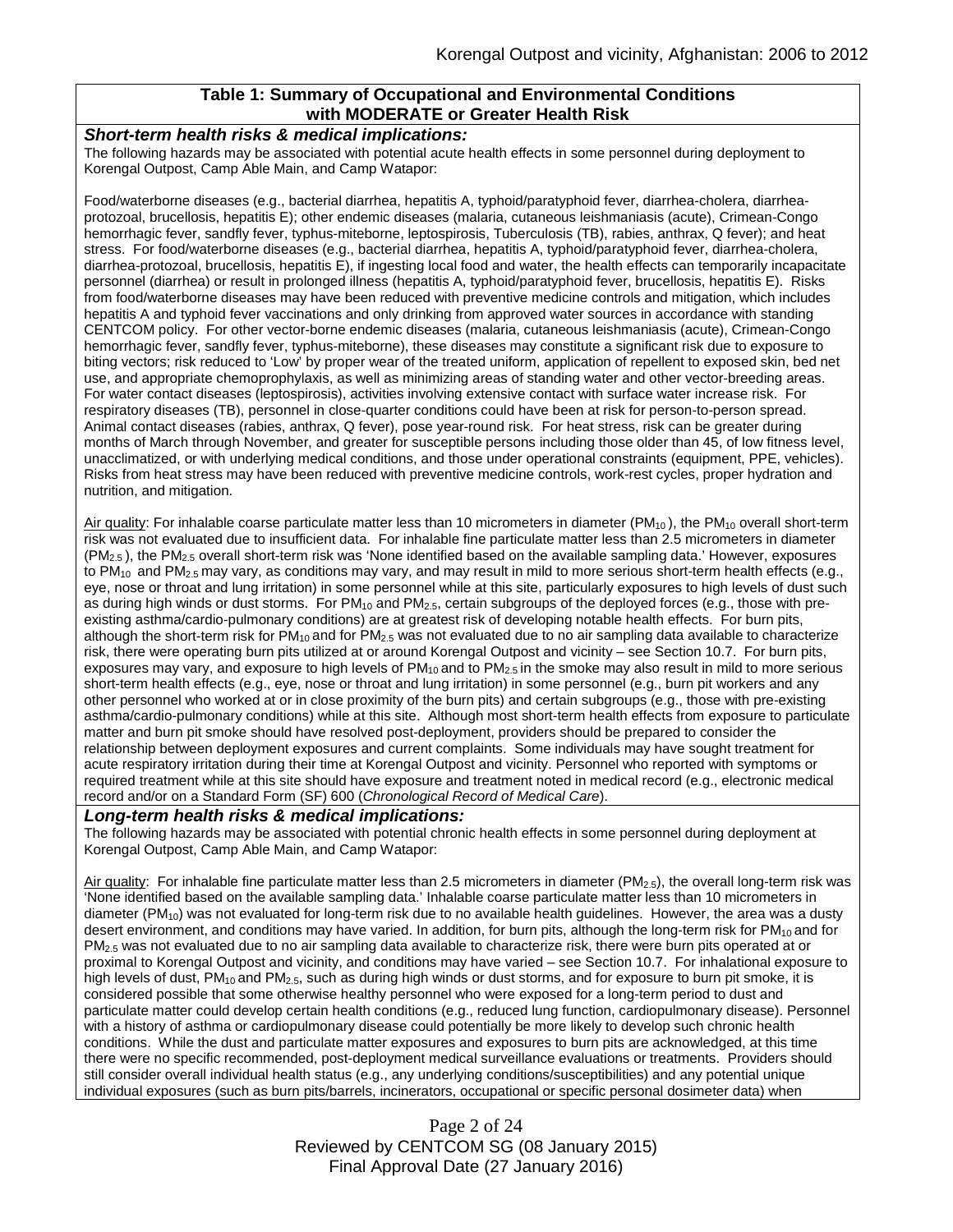## Table 1: Summary of Occupational and Environmental Conditions with MODERATE or Greater Health Risk

***Short-term health risks & medical implications:***

The following hazards may be associated with potential acute health effects in some personnel during deployment to Korengal Outpost, Camp Able Main, and Camp Watapor:

Food/waterborne diseases (e.g., bacterial diarrhea, hepatitis A, typhoid/paratyphoid fever, diarrhea-cholera, diarrhea-protozoal, brucellosis, hepatitis E); other endemic diseases (malaria, cutaneous leishmaniasis (acute), Crimean-Congo hemorrhagic fever, sandfly fever, typhus-miteborne, leptospirosis, Tuberculosis (TB), rabies, anthrax, Q fever); and heat stress. For food/waterborne diseases (e.g., bacterial diarrhea, hepatitis A, typhoid/paratyphoid fever, diarrhea-cholera, diarrhea-protozoal, brucellosis, hepatitis E), if ingesting local food and water, the health effects can temporarily incapacitate personnel (diarrhea) or result in prolonged illness (hepatitis A, typhoid/paratyphoid fever, brucellosis, hepatitis E). Risks from food/waterborne diseases may have been reduced with preventive medicine controls and mitigation, which includes hepatitis A and typhoid fever vaccinations and only drinking from approved water sources in accordance with standing CENTCOM policy. For other vector-borne endemic diseases (malaria, cutaneous leishmaniasis (acute), Crimean-Congo hemorrhagic fever, sandfly fever, typhus-miteborne), these diseases may constitute a significant risk due to exposure to biting vectors; risk reduced to 'Low' by proper wear of the treated uniform, application of repellent to exposed skin, bed net use, and appropriate chemoprophylaxis, as well as minimizing areas of standing water and other vector-breeding areas. For water contact diseases (leptospirosis), activities involving extensive contact with surface water increase risk. For respiratory diseases (TB), personnel in close-quarter conditions could have been at risk for person-to-person spread. Animal contact diseases (rabies, anthrax, Q fever), pose year-round risk. For heat stress, risk can be greater during months of March through November, and greater for susceptible persons including those older than 45, of low fitness level, unacclimatized, or with underlying medical conditions, and those under operational constraints (equipment, PPE, vehicles). Risks from heat stress may have been reduced with preventive medicine controls, work-rest cycles, proper hydration and nutrition, and mitigation.

Air quality: For inhalable coarse particulate matter less than 10 micrometers in diameter ($PM_{10}$), the $PM_{10}$ overall short-term risk was not evaluated due to insufficient data. For inhalable fine particulate matter less than 2.5 micrometers in diameter ($PM_{2.5}$), the $PM_{2.5}$ overall short-term risk was 'None identified based on the available sampling data.' However, exposures to $PM_{10}$ and $PM_{2.5}$ may vary, as conditions may vary, and may result in mild to more serious short-term health effects (e.g., eye, nose or throat and lung irritation) in some personnel while at this site, particularly exposures to high levels of dust such as during high winds or dust storms. For $PM_{10}$ and $PM_{2.5}$, certain subgroups of the deployed forces (e.g., those with pre-existing asthma/cardio-pulmonary conditions) are at greatest risk of developing notable health effects. For burn pits, although the short-term risk for $PM_{10}$ and for $PM_{2.5}$ was not evaluated due to no air sampling data available to characterize risk, there were operating burn pits utilized at or around Korengal Outpost and vicinity – see Section 10.7. For burn pits, exposures may vary, and exposure to high levels of $PM_{10}$ and to $PM_{2.5}$ in the smoke may also result in mild to more serious short-term health effects (e.g., eye, nose or throat and lung irritation) in some personnel (e.g., burn pit workers and any other personnel who worked at or in close proximity of the burn pits) and certain subgroups (e.g., those with pre-existing asthma/cardio-pulmonary conditions) while at this site. Although most short-term health effects from exposure to particulate matter and burn pit smoke should have resolved post-deployment, providers should be prepared to consider the relationship between deployment exposures and current complaints. Some individuals may have sought treatment for acute respiratory irritation during their time at Korengal Outpost and vicinity. Personnel who reported with symptoms or required treatment while at this site should have exposure and treatment noted in medical record (e.g., electronic medical record and/or on a Standard Form (SF) 600 (*Chronological Record of Medical Care*).

***Long-term health risks & medical implications:***

The following hazards may be associated with potential chronic health effects in some personnel during deployment at Korengal Outpost, Camp Able Main, and Camp Watapor:

Air quality: For inhalable fine particulate matter less than 2.5 micrometers in diameter ($PM_{2.5}$), the overall long-term risk was 'None identified based on the available sampling data.' Inhalable coarse particulate matter less than 10 micrometers in diameter ($PM_{10}$) was not evaluated for long-term risk due to no available health guidelines. However, the area was a dusty desert environment, and conditions may have varied. In addition, for burn pits, although the long-term risk for $PM_{10}$ and for $PM_{2.5}$ was not evaluated due to no air sampling data available to characterize risk, there were burn pits operated at or proximal to Korengal Outpost and vicinity, and conditions may have varied – see Section 10.7. For inhalational exposure to high levels of dust, $PM_{10}$ and $PM_{2.5}$, such as during high winds or dust storms, and for exposure to burn pit smoke, it is considered possible that some otherwise healthy personnel who were exposed for a long-term period to dust and particulate matter could develop certain health conditions (e.g., reduced lung function, cardiopulmonary disease). Personnel with a history of asthma or cardiopulmonary disease could potentially be more likely to develop such chronic health conditions. While the dust and particulate matter exposures and exposures to burn pits are acknowledged, at this time there were no specific recommended, post-deployment medical surveillance evaluations or treatments. Providers should still consider overall individual health status (e.g., any underlying conditions/susceptibilities) and any potential unique individual exposures (such as burn pits/barrels, incinerators, occupational or specific personal dosimeter data) when

Reviewed by CENTCOM SG (08 January 2015)
Final Approval Date (27 January 2016)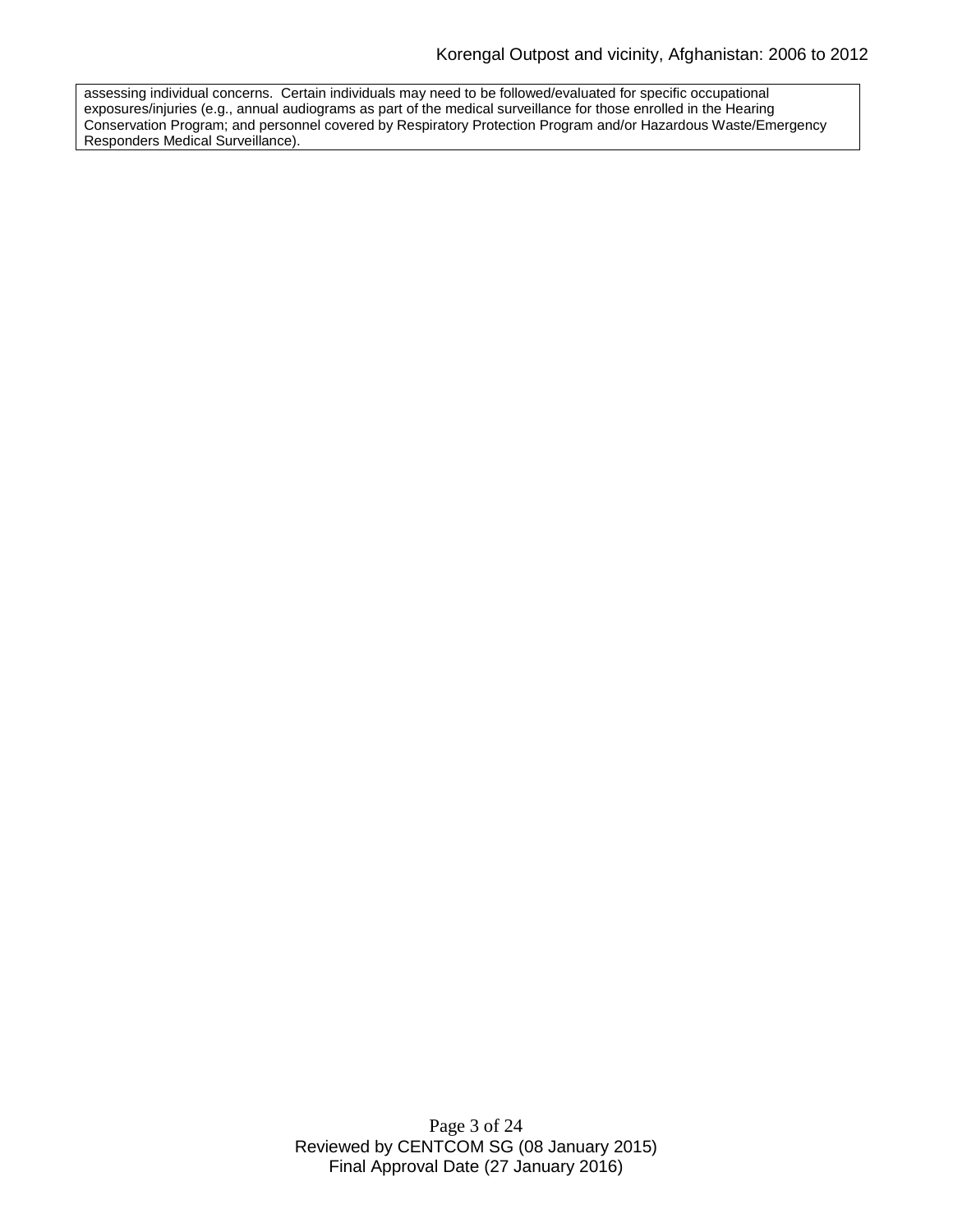assessing individual concerns. Certain individuals may need to be followed/evaluated for specific occupational exposures/injuries (e.g., annual audiograms as part of the medical surveillance for those enrolled in the Hearing Conservation Program; and personnel covered by Respiratory Protection Program and/or Hazardous Waste/Emergency Responders Medical Surveillance).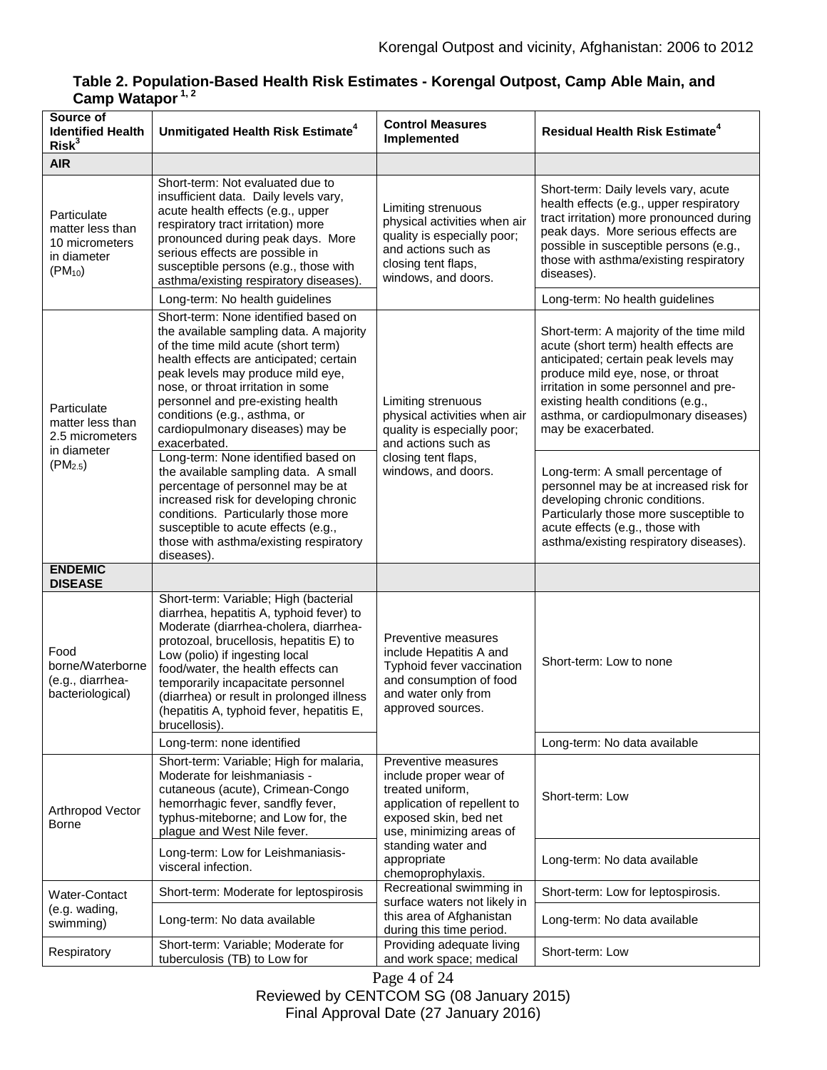**Table 2. Population-Based Health Risk Estimates - Korengal Outpost, Camp Able Main, and Camp Watapor [1, 2]**

| Source of Identified Health Risk[3] | Unmitigated Health Risk Estimate[4] | Control Measures Implemented | Residual Health Risk Estimate[4] |
|---|---|---|---|
| **AIR** | | | |
| Particulate matter less than 10 micrometers in diameter ($PM_{10}$) | Short-term: Not evaluated due to insufficient data. Daily levels vary, acute health effects (e.g., upper respiratory tract irritation) more pronounced during peak days. More serious effects are possible in susceptible persons (e.g., those with asthma/existing respiratory diseases). | Limiting strenuous physical activities when air quality is especially poor; and actions such as closing tent flaps, windows, and doors. | Short-term: Daily levels vary, acute health effects (e.g., upper respiratory tract irritation) more pronounced during peak days. More serious effects are possible in susceptible persons (e.g., those with asthma/existing respiratory diseases). |
| | Long-term: No health guidelines | | Long-term: No health guidelines |
| Particulate matter less than 2.5 micrometers in diameter ($PM_{2.5}$) | Short-term: None identified based on the available sampling data. A majority of the time mild acute (short term) health effects are anticipated; certain peak levels may produce mild eye, nose, or throat irritation in some personnel and pre-existing health conditions (e.g., asthma, or cardiopulmonary diseases) may be exacerbated. | Limiting strenuous physical activities when air quality is especially poor; and actions such as closing tent flaps, windows, and doors. | Short-term: A majority of the time mild acute (short term) health effects are anticipated; certain peak levels may produce mild eye, nose, or throat irritation in some personnel and pre-existing health conditions (e.g., asthma, or cardiopulmonary diseases) may be exacerbated. |
| | Long-term: None identified based on the available sampling data. A small percentage of personnel may be at increased risk for developing chronic conditions. Particularly those more susceptible to acute effects (e.g., those with asthma/existing respiratory diseases). | | Long-term: A small percentage of personnel may be at increased risk for developing chronic conditions. Particularly those more susceptible to acute effects (e.g., those with asthma/existing respiratory diseases). |
| **ENDEMIC DISEASE** | | | |
| Food borne/Waterborne (e.g., diarrhea-bacteriological) | Short-term: Variable; High (bacterial diarrhea, hepatitis A, typhoid fever) to Moderate (diarrhea-cholera, diarrhea-protozoal, brucellosis, hepatitis E) to Low (polio) if ingesting local food/water, the health effects can temporarily incapacitate personnel (diarrhea) or result in prolonged illness (hepatitis A, typhoid fever, hepatitis E, brucellosis). | Preventive measures include Hepatitis A and Typhoid fever vaccination and consumption of food and water only from approved sources. | Short-term: Low to none |
| | Long-term: none identified | | Long-term: No data available |
| Arthropod Vector Borne | Short-term: Variable; High for malaria, Moderate for leishmaniasis - cutaneous (acute), Crimean-Congo hemorrhagic fever, sandfly fever, typhus-miteborne; and Low for, the plague and West Nile fever. | Preventive measures include proper wear of treated uniform, application of repellent to exposed skin, bed net use, minimizing areas of standing water and appropriate chemoprophylaxis. | Short-term: Low |
| | Long-term: Low for Leishmaniasis-visceral infection. | | Long-term: No data available |
| Water-Contact (e.g. wading, swimming) | Short-term: Moderate for leptospirosis | Recreational swimming in surface waters not likely in this area of Afghanistan during this time period. | Short-term: Low for leptospirosis. |
| | Long-term: No data available | | Long-term: No data available |
| Respiratory | Short-term: Variable; Moderate for tuberculosis (TB) to Low for | Providing adequate living and work space; medical | Short-term: Low |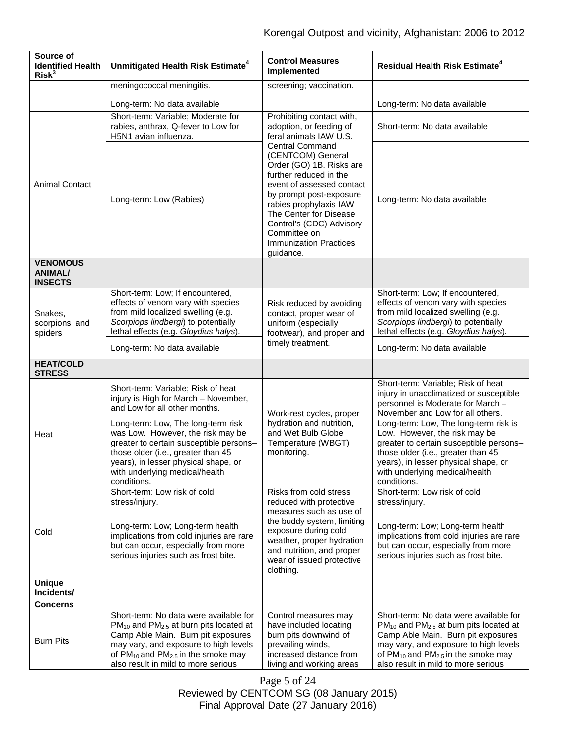| Source of Identified Health Risk[3] | Unmitigated Health Risk Estimate[4] | Control Measures Implemented | Residual Health Risk Estimate[4] |
|---|---|---|---|
| | meningococcal meningitis. | screening; vaccination. | |
| | Long-term: No data available | | Long-term: No data available |
| Animal Contact | Short-term: Variable; Moderate for rabies, anthrax, Q-fever to Low for H5N1 avian influenza. | Prohibiting contact with, adoption, or feeding of feral animals IAW U.S. Central Command (CENTCOM) General Order (GO) 1B. Risks are further reduced in the event of assessed contact by prompt post-exposure rabies prophylaxis IAW The Center for Disease Control's (CDC) Advisory Committee on Immunization Practices guidance. | Short-term: No data available |
| | Long-term: Low (Rabies) | | Long-term: No data available |
| **VENOMOUS ANIMAL/ INSECTS** | | | |
| Snakes, scorpions, and spiders | Short-term: Low; If encountered, effects of venom vary with species from mild localized swelling (e.g. *Scorpiops lindbergi*) to potentially lethal effects (e.g. *Gloydius halys*). | Risk reduced by avoiding contact, proper wear of uniform (especially footwear), and proper and timely treatment. | Short-term: Low; If encountered, effects of venom vary with species from mild localized swelling (e.g. *Scorpiops lindbergi*) to potentially lethal effects (e.g. *Gloydius halys*). |
| | Long-term: No data available | | Long-term: No data available |
| **HEAT/COLD STRESS** | | | |
| Heat | Short-term: Variable; Risk of heat injury is High for March – November, and Low for all other months. | Work-rest cycles, proper hydration and nutrition, and Wet Bulb Globe Temperature (WBGT) monitoring. | Short-term: Variable; Risk of heat injury in unacclimatized or susceptible personnel is Moderate for March – November and Low for all others. |
| | Long-term: Low, The long-term risk was Low. However, the risk may be greater to certain susceptible persons–those older (i.e., greater than 45 years), in lesser physical shape, or with underlying medical/health conditions. | | Long-term: Low, The long-term risk is Low. However, the risk may be greater to certain susceptible persons–those older (i.e., greater than 45 years), in lesser physical shape, or with underlying medical/health conditions. |
| Cold | Short-term: Low risk of cold stress/injury. | Risks from cold stress reduced with protective measures such as use of the buddy system, limiting exposure during cold weather, proper hydration and nutrition, and proper wear of issued protective clothing. | Short-term: Low risk of cold stress/injury. |
| | Long-term: Low; Long-term health implications from cold injuries are rare but can occur, especially from more serious injuries such as frost bite. | | Long-term: Low; Long-term health implications from cold injuries are rare but can occur, especially from more serious injuries such as frost bite. |
| **Unique Incidents/ Concerns** | | | |
| Burn Pits | Short-term: No data were available for $PM_{10}$ and $PM_{2.5}$ at burn pits located at Camp Able Main. Burn pit exposures may vary, and exposure to high levels of $PM_{10}$ and $PM_{2.5}$ in the smoke may also result in mild to more serious | Control measures may have included locating burn pits downwind of prevailing winds, increased distance from living and working areas | Short-term: No data were available for $PM_{10}$ and $PM_{2.5}$ at burn pits located at Camp Able Main. Burn pit exposures may vary, and exposure to high levels of $PM_{10}$ and $PM_{2.5}$ in the smoke may also result in mild to more serious |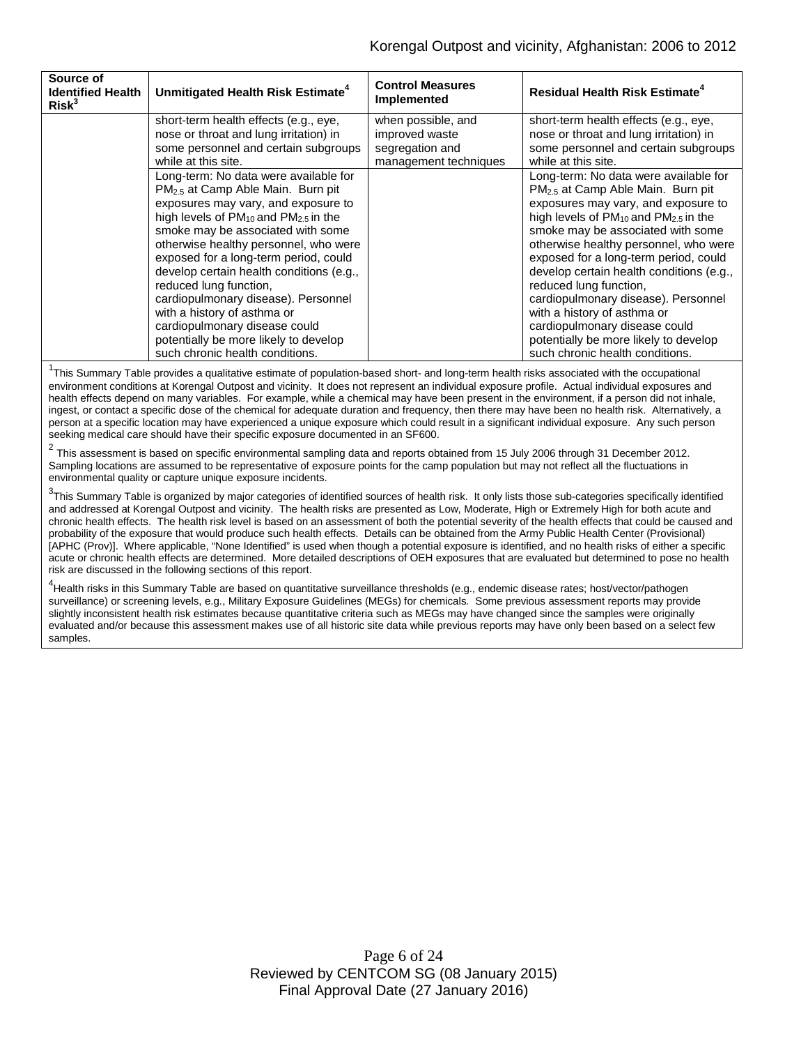| Source of Identified Health Risk[3] | Unmitigated Health Risk Estimate[4] | Control Measures Implemented | Residual Health Risk Estimate[4] |
|---|---|---|---|
| | short-term health effects (e.g., eye, nose or throat and lung irritation) in some personnel and certain subgroups while at this site. | when possible, and improved waste segregation and management techniques | short-term health effects (e.g., eye, nose or throat and lung irritation) in some personnel and certain subgroups while at this site. |
| | Long-term: No data were available for $PM_{2.5}$ at Camp Able Main. Burn pit exposures may vary, and exposure to high levels of $PM_{10}$ and $PM_{2.5}$ in the smoke may be associated with some otherwise healthy personnel, who were exposed for a long-term period, could develop certain health conditions (e.g., reduced lung function, cardiopulmonary disease). Personnel with a history of asthma or cardiopulmonary disease could potentially be more likely to develop such chronic health conditions. | | Long-term: No data were available for $PM_{2.5}$ at Camp Able Main. Burn pit exposures may vary, and exposure to high levels of $PM_{10}$ and $PM_{2.5}$ in the smoke may be associated with some otherwise healthy personnel, who were exposed for a long-term period, could develop certain health conditions (e.g., reduced lung function, cardiopulmonary disease). Personnel with a history of asthma or cardiopulmonary disease could potentially be more likely to develop such chronic health conditions. |

[1]This Summary Table provides a qualitative estimate of population-based short- and long-term health risks associated with the occupational environment conditions at Korengal Outpost and vicinity. It does not represent an individual exposure profile. Actual individual exposures and health effects depend on many variables. For example, while a chemical may have been present in the environment, if a person did not inhale, ingest, or contact a specific dose of the chemical for adequate duration and frequency, then there may have been no health risk. Alternatively, a person at a specific location may have experienced a unique exposure which could result in a significant individual exposure. Any such person seeking medical care should have their specific exposure documented in an SF600.

[2] This assessment is based on specific environmental sampling data and reports obtained from 15 July 2006 through 31 December 2012. Sampling locations are assumed to be representative of exposure points for the camp population but may not reflect all the fluctuations in environmental quality or capture unique exposure incidents.

[3]This Summary Table is organized by major categories of identified sources of health risk. It only lists those sub-categories specifically identified and addressed at Korengal Outpost and vicinity. The health risks are presented as Low, Moderate, High or Extremely High for both acute and chronic health effects. The health risk level is based on an assessment of both the potential severity of the health effects that could be caused and probability of the exposure that would produce such health effects. Details can be obtained from the Army Public Health Center (Provisional) [APHC (Prov)]. Where applicable, "None Identified" is used when though a potential exposure is identified, and no health risks of either a specific acute or chronic health effects are determined. More detailed descriptions of OEH exposures that are evaluated but determined to pose no health risk are discussed in the following sections of this report.

[4]Health risks in this Summary Table are based on quantitative surveillance thresholds (e.g., endemic disease rates; host/vector/pathogen surveillance) or screening levels, e.g., Military Exposure Guidelines (MEGs) for chemicals. Some previous assessment reports may provide slightly inconsistent health risk estimates because quantitative criteria such as MEGs may have changed since the samples were originally evaluated and/or because this assessment makes use of all historic site data while previous reports may have only been based on a select few samples.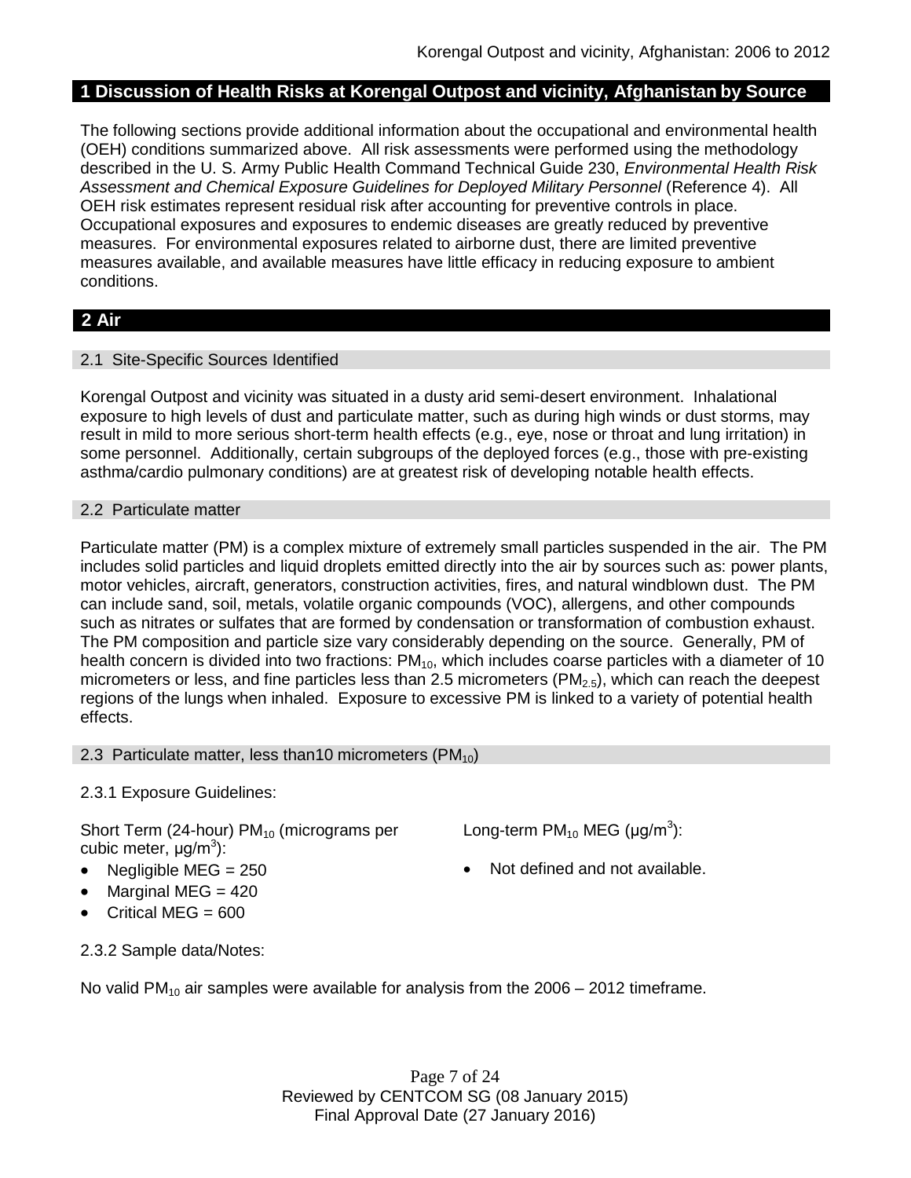## 1 Discussion of Health Risks at Korengal Outpost and vicinity, Afghanistan by Source

The following sections provide additional information about the occupational and environmental health (OEH) conditions summarized above. All risk assessments were performed using the methodology described in the U. S. Army Public Health Command Technical Guide 230, *Environmental Health Risk Assessment and Chemical Exposure Guidelines for Deployed Military Personnel* (Reference 4). All OEH risk estimates represent residual risk after accounting for preventive controls in place. Occupational exposures and exposures to endemic diseases are greatly reduced by preventive measures. For environmental exposures related to airborne dust, there are limited preventive measures available, and available measures have little efficacy in reducing exposure to ambient conditions.

## 2 Air

### 2.1 Site-Specific Sources Identified

Korengal Outpost and vicinity was situated in a dusty arid semi-desert environment. Inhalational exposure to high levels of dust and particulate matter, such as during high winds or dust storms, may result in mild to more serious short-term health effects (e.g., eye, nose or throat and lung irritation) in some personnel. Additionally, certain subgroups of the deployed forces (e.g., those with pre-existing asthma/cardio pulmonary conditions) are at greatest risk of developing notable health effects.

### 2.2 Particulate matter

Particulate matter (PM) is a complex mixture of extremely small particles suspended in the air. The PM includes solid particles and liquid droplets emitted directly into the air by sources such as: power plants, motor vehicles, aircraft, generators, construction activities, fires, and natural windblown dust. The PM can include sand, soil, metals, volatile organic compounds (VOC), allergens, and other compounds such as nitrates or sulfates that are formed by condensation or transformation of combustion exhaust. The PM composition and particle size vary considerably depending on the source. Generally, PM of health concern is divided into two fractions: $PM_{10}$, which includes coarse particles with a diameter of 10 micrometers or less, and fine particles less than 2.5 micrometers ($PM_{2.5}$), which can reach the deepest regions of the lungs when inhaled. Exposure to excessive PM is linked to a variety of potential health effects.

### 2.3 Particulate matter, less than10 micrometers ($PM_{10}$)

2.3.1 Exposure Guidelines:

Short Term (24-hour) $PM_{10}$ (micrograms per cubic meter, $\mu g/m^3$):

- Negligible MEG = 250
- Marginal MEG = 420
- Critical MEG = 600

Long-term $PM_{10}$ MEG ($\mu g/m^3$):

- Not defined and not available.

2.3.2 Sample data/Notes:

No valid $PM_{10}$ air samples were available for analysis from the 2006 – 2012 timeframe.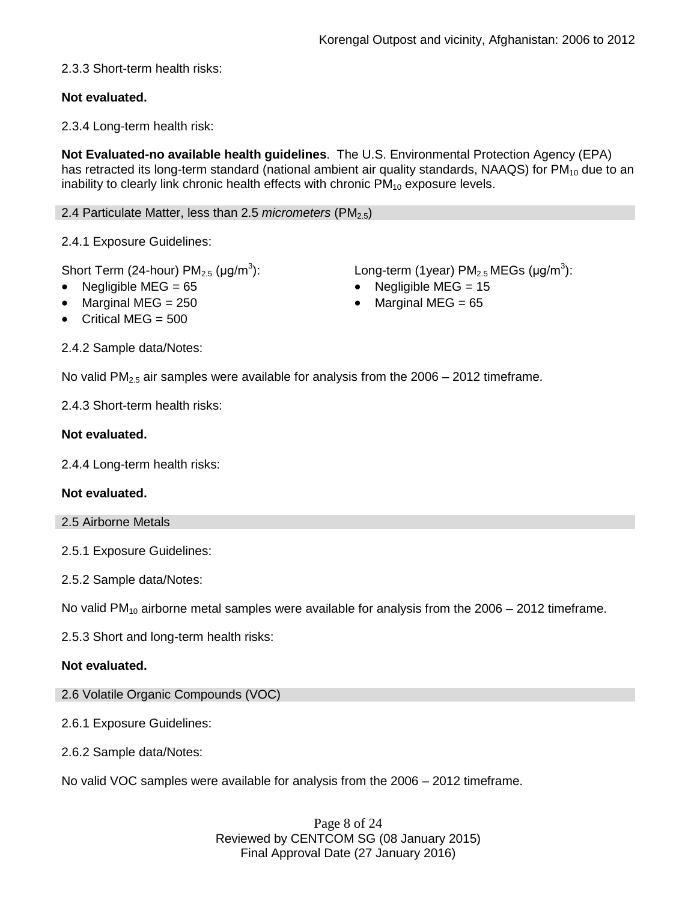2.3.3 Short-term health risks:

**Not evaluated.**

2.3.4 Long-term health risk:

**Not Evaluated-no available health guidelines**. The U.S. Environmental Protection Agency (EPA) has retracted its long-term standard (national ambient air quality standards, NAAQS) for $PM_{10}$ due to an inability to clearly link chronic health effects with chronic $PM_{10}$ exposure levels.

## 2.4 Particulate Matter, less than 2.5 *micrometers* ($PM_{2.5}$)

2.4.1 Exposure Guidelines:

Short Term (24-hour) $PM_{2.5}$ (μg/m$^3$):

- Negligible MEG = 65
- Marginal MEG = 250
- Critical MEG = 500

Long-term (1year) $PM_{2.5}$ MEGs (μg/m$^3$):

- Negligible MEG = 15
- Marginal MEG = 65

2.4.2 Sample data/Notes:

No valid $PM_{2.5}$ air samples were available for analysis from the 2006 – 2012 timeframe.

2.4.3 Short-term health risks:

**Not evaluated.**

2.4.4 Long-term health risks:

**Not evaluated.**

## 2.5 Airborne Metals

2.5.1 Exposure Guidelines:

2.5.2 Sample data/Notes:

No valid $PM_{10}$ airborne metal samples were available for analysis from the 2006 – 2012 timeframe.

2.5.3 Short and long-term health risks:

**Not evaluated.**

## 2.6 Volatile Organic Compounds (VOC)

2.6.1 Exposure Guidelines:

2.6.2 Sample data/Notes:

No valid VOC samples were available for analysis from the 2006 – 2012 timeframe.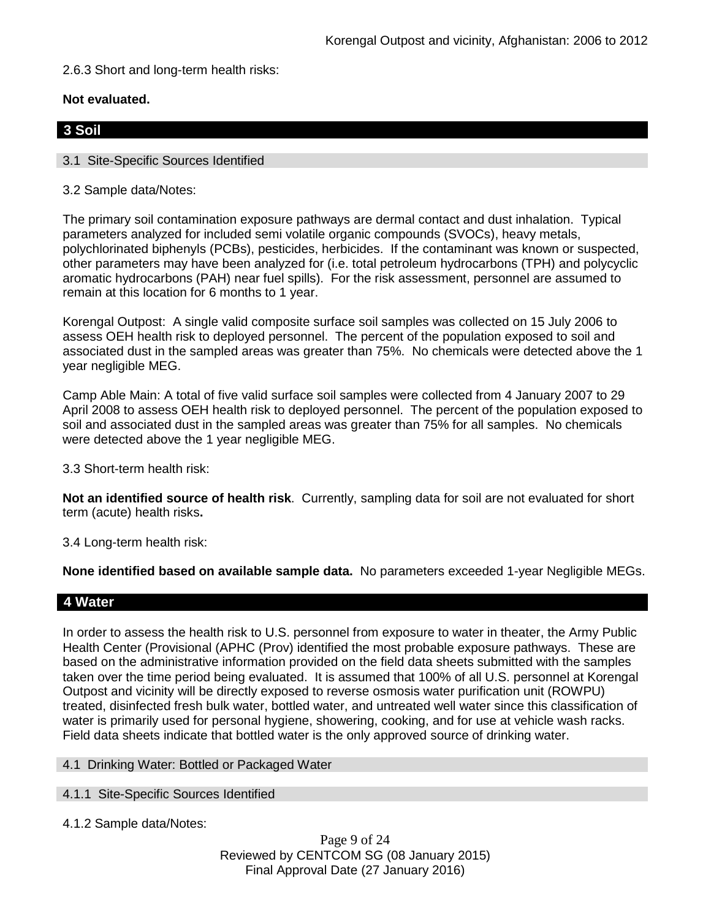2.6.3 Short and long-term health risks:

**Not evaluated.**

## 3 Soil

### 3.1 Site-Specific Sources Identified

3.2 Sample data/Notes:

The primary soil contamination exposure pathways are dermal contact and dust inhalation. Typical parameters analyzed for included semi volatile organic compounds (SVOCs), heavy metals, polychlorinated biphenyls (PCBs), pesticides, herbicides. If the contaminant was known or suspected, other parameters may have been analyzed for (i.e. total petroleum hydrocarbons (TPH) and polycyclic aromatic hydrocarbons (PAH) near fuel spills). For the risk assessment, personnel are assumed to remain at this location for 6 months to 1 year.

Korengal Outpost: A single valid composite surface soil samples was collected on 15 July 2006 to assess OEH health risk to deployed personnel. The percent of the population exposed to soil and associated dust in the sampled areas was greater than 75%. No chemicals were detected above the 1 year negligible MEG.

Camp Able Main: A total of five valid surface soil samples were collected from 4 January 2007 to 29 April 2008 to assess OEH health risk to deployed personnel. The percent of the population exposed to soil and associated dust in the sampled areas was greater than 75% for all samples. No chemicals were detected above the 1 year negligible MEG.

3.3 Short-term health risk:

**Not an identified source of health risk**. Currently, sampling data for soil are not evaluated for short term (acute) health risks**.**

3.4 Long-term health risk:

**None identified based on available sample data.** No parameters exceeded 1-year Negligible MEGs.

## 4 Water

In order to assess the health risk to U.S. personnel from exposure to water in theater, the Army Public Health Center (Provisional (APHC (Prov) identified the most probable exposure pathways. These are based on the administrative information provided on the field data sheets submitted with the samples taken over the time period being evaluated. It is assumed that 100% of all U.S. personnel at Korengal Outpost and vicinity will be directly exposed to reverse osmosis water purification unit (ROWPU) treated, disinfected fresh bulk water, bottled water, and untreated well water since this classification of water is primarily used for personal hygiene, showering, cooking, and for use at vehicle wash racks. Field data sheets indicate that bottled water is the only approved source of drinking water.

### 4.1 Drinking Water: Bottled or Packaged Water

### 4.1.1 Site-Specific Sources Identified

4.1.2 Sample data/Notes: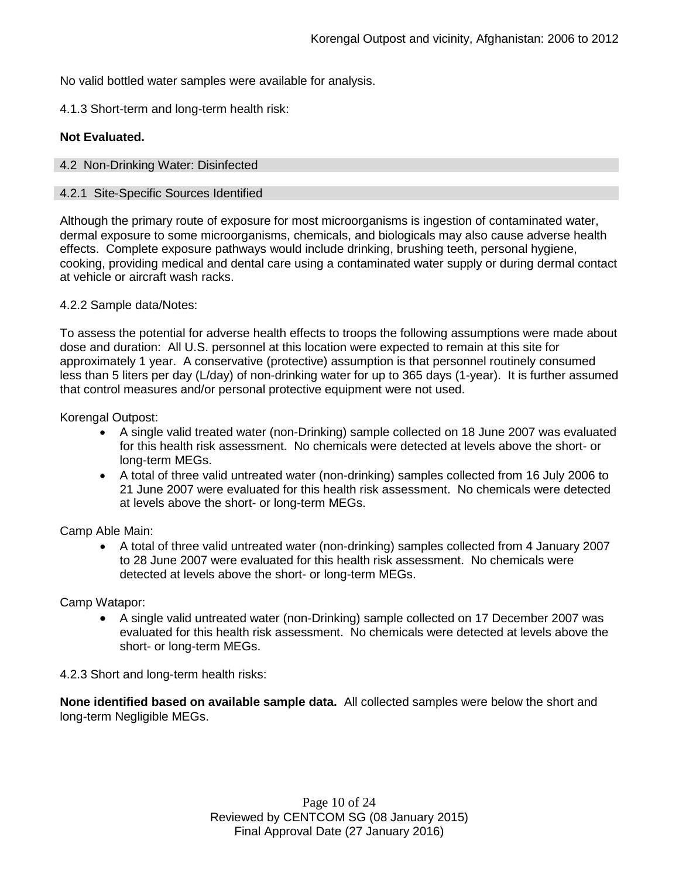No valid bottled water samples were available for analysis.

4.1.3 Short-term and long-term health risk:

**Not Evaluated.**

### 4.2 Non-Drinking Water: Disinfected

#### 4.2.1 Site-Specific Sources Identified

Although the primary route of exposure for most microorganisms is ingestion of contaminated water, dermal exposure to some microorganisms, chemicals, and biologicals may also cause adverse health effects. Complete exposure pathways would include drinking, brushing teeth, personal hygiene, cooking, providing medical and dental care using a contaminated water supply or during dermal contact at vehicle or aircraft wash racks.

4.2.2 Sample data/Notes:

To assess the potential for adverse health effects to troops the following assumptions were made about dose and duration: All U.S. personnel at this location were expected to remain at this site for approximately 1 year. A conservative (protective) assumption is that personnel routinely consumed less than 5 liters per day (L/day) of non-drinking water for up to 365 days (1-year). It is further assumed that control measures and/or personal protective equipment were not used.

Korengal Outpost:

- A single valid treated water (non-Drinking) sample collected on 18 June 2007 was evaluated for this health risk assessment. No chemicals were detected at levels above the short- or long-term MEGs.
- A total of three valid untreated water (non-drinking) samples collected from 16 July 2006 to 21 June 2007 were evaluated for this health risk assessment. No chemicals were detected at levels above the short- or long-term MEGs.

Camp Able Main:

- A total of three valid untreated water (non-drinking) samples collected from 4 January 2007 to 28 June 2007 were evaluated for this health risk assessment. No chemicals were detected at levels above the short- or long-term MEGs.

Camp Watapor:

- A single valid untreated water (non-Drinking) sample collected on 17 December 2007 was evaluated for this health risk assessment. No chemicals were detected at levels above the short- or long-term MEGs.

4.2.3 Short and long-term health risks:

**None identified based on available sample data.** All collected samples were below the short and long-term Negligible MEGs.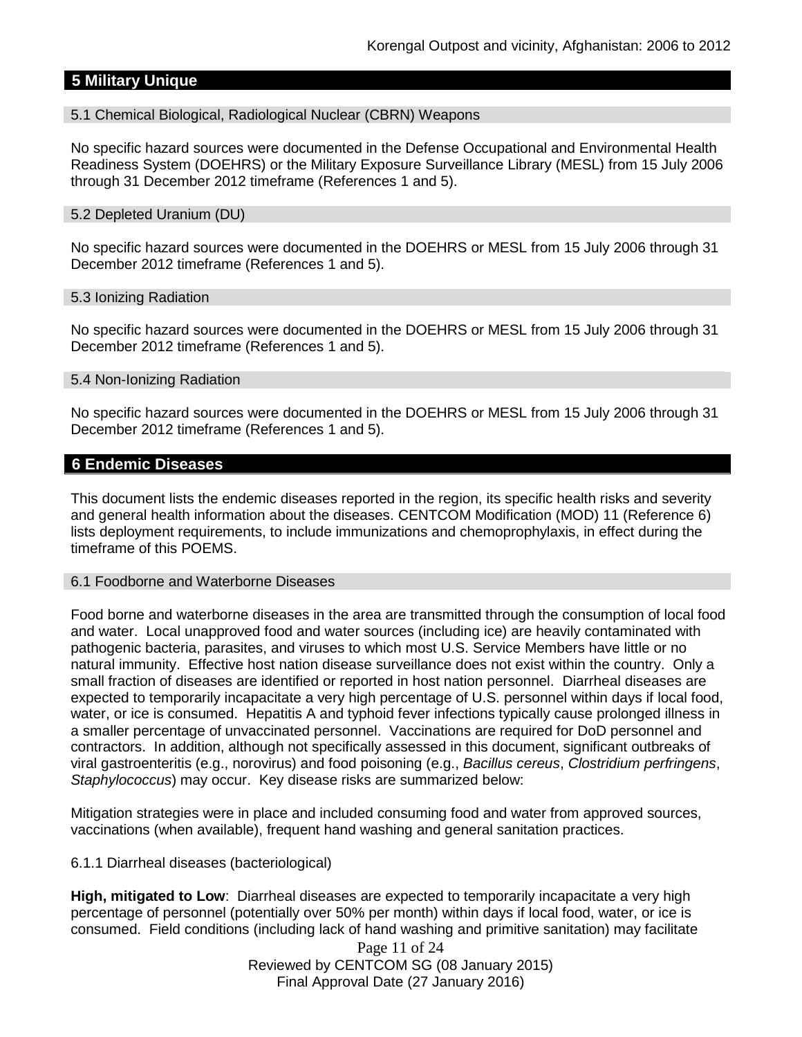## 5 Military Unique

### 5.1 Chemical Biological, Radiological Nuclear (CBRN) Weapons

No specific hazard sources were documented in the Defense Occupational and Environmental Health Readiness System (DOEHRS) or the Military Exposure Surveillance Library (MESL) from 15 July 2006 through 31 December 2012 timeframe (References 1 and 5).

### 5.2 Depleted Uranium (DU)

No specific hazard sources were documented in the DOEHRS or MESL from 15 July 2006 through 31 December 2012 timeframe (References 1 and 5).

### 5.3 Ionizing Radiation

No specific hazard sources were documented in the DOEHRS or MESL from 15 July 2006 through 31 December 2012 timeframe (References 1 and 5).

### 5.4 Non-Ionizing Radiation

No specific hazard sources were documented in the DOEHRS or MESL from 15 July 2006 through 31 December 2012 timeframe (References 1 and 5).

## 6 Endemic Diseases

This document lists the endemic diseases reported in the region, its specific health risks and severity and general health information about the diseases. CENTCOM Modification (MOD) 11 (Reference 6) lists deployment requirements, to include immunizations and chemoprophylaxis, in effect during the timeframe of this POEMS.

### 6.1 Foodborne and Waterborne Diseases

Food borne and waterborne diseases in the area are transmitted through the consumption of local food and water. Local unapproved food and water sources (including ice) are heavily contaminated with pathogenic bacteria, parasites, and viruses to which most U.S. Service Members have little or no natural immunity. Effective host nation disease surveillance does not exist within the country. Only a small fraction of diseases are identified or reported in host nation personnel. Diarrheal diseases are expected to temporarily incapacitate a very high percentage of U.S. personnel within days if local food, water, or ice is consumed. Hepatitis A and typhoid fever infections typically cause prolonged illness in a smaller percentage of unvaccinated personnel. Vaccinations are required for DoD personnel and contractors. In addition, although not specifically assessed in this document, significant outbreaks of viral gastroenteritis (e.g., norovirus) and food poisoning (e.g., *Bacillus cereus*, *Clostridium perfringens*, *Staphylococcus*) may occur. Key disease risks are summarized below:

Mitigation strategies were in place and included consuming food and water from approved sources, vaccinations (when available), frequent hand washing and general sanitation practices.

#### 6.1.1 Diarrheal diseases (bacteriological)

**High, mitigated to Low**: Diarrheal diseases are expected to temporarily incapacitate a very high percentage of personnel (potentially over 50% per month) within days if local food, water, or ice is consumed. Field conditions (including lack of hand washing and primitive sanitation) may facilitate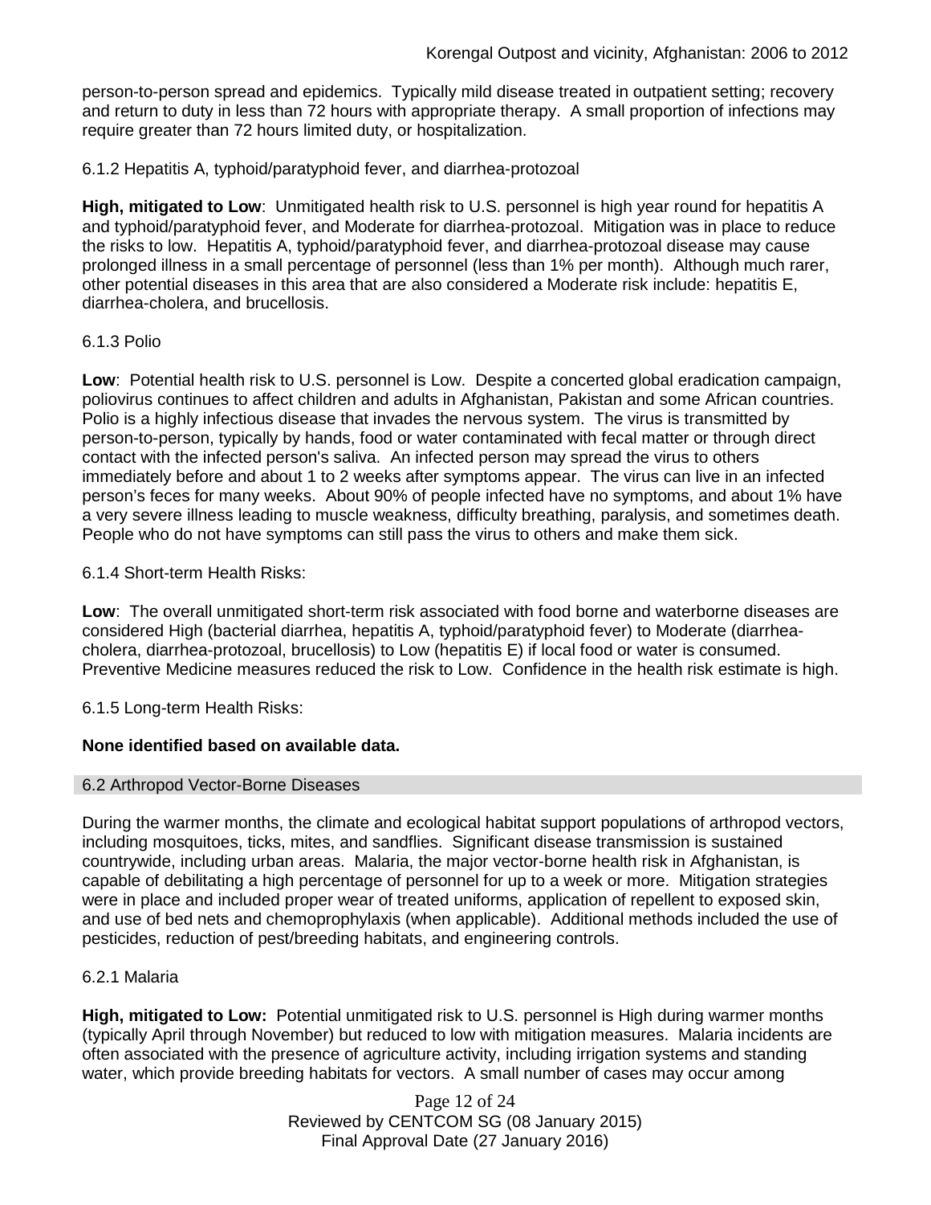person-to-person spread and epidemics. Typically mild disease treated in outpatient setting; recovery and return to duty in less than 72 hours with appropriate therapy. A small proportion of infections may require greater than 72 hours limited duty, or hospitalization.

6.1.2 Hepatitis A, typhoid/paratyphoid fever, and diarrhea-protozoal

**High, mitigated to Low**: Unmitigated health risk to U.S. personnel is high year round for hepatitis A and typhoid/paratyphoid fever, and Moderate for diarrhea-protozoal. Mitigation was in place to reduce the risks to low. Hepatitis A, typhoid/paratyphoid fever, and diarrhea-protozoal disease may cause prolonged illness in a small percentage of personnel (less than 1% per month). Although much rarer, other potential diseases in this area that are also considered a Moderate risk include: hepatitis E, diarrhea-cholera, and brucellosis.

6.1.3 Polio

**Low**: Potential health risk to U.S. personnel is Low. Despite a concerted global eradication campaign, poliovirus continues to affect children and adults in Afghanistan, Pakistan and some African countries. Polio is a highly infectious disease that invades the nervous system. The virus is transmitted by person-to-person, typically by hands, food or water contaminated with fecal matter or through direct contact with the infected person's saliva. An infected person may spread the virus to others immediately before and about 1 to 2 weeks after symptoms appear. The virus can live in an infected person's feces for many weeks. About 90% of people infected have no symptoms, and about 1% have a very severe illness leading to muscle weakness, difficulty breathing, paralysis, and sometimes death. People who do not have symptoms can still pass the virus to others and make them sick.

6.1.4 Short-term Health Risks:

**Low**: The overall unmitigated short-term risk associated with food borne and waterborne diseases are considered High (bacterial diarrhea, hepatitis A, typhoid/paratyphoid fever) to Moderate (diarrhea-cholera, diarrhea-protozoal, brucellosis) to Low (hepatitis E) if local food or water is consumed. Preventive Medicine measures reduced the risk to Low. Confidence in the health risk estimate is high.

6.1.5 Long-term Health Risks:

**None identified based on available data.**

## 6.2 Arthropod Vector-Borne Diseases

During the warmer months, the climate and ecological habitat support populations of arthropod vectors, including mosquitoes, ticks, mites, and sandflies. Significant disease transmission is sustained countrywide, including urban areas. Malaria, the major vector-borne health risk in Afghanistan, is capable of debilitating a high percentage of personnel for up to a week or more. Mitigation strategies were in place and included proper wear of treated uniforms, application of repellent to exposed skin, and use of bed nets and chemoprophylaxis (when applicable). Additional methods included the use of pesticides, reduction of pest/breeding habitats, and engineering controls.

6.2.1 Malaria

**High, mitigated to Low:** Potential unmitigated risk to U.S. personnel is High during warmer months (typically April through November) but reduced to low with mitigation measures. Malaria incidents are often associated with the presence of agriculture activity, including irrigation systems and standing water, which provide breeding habitats for vectors. A small number of cases may occur among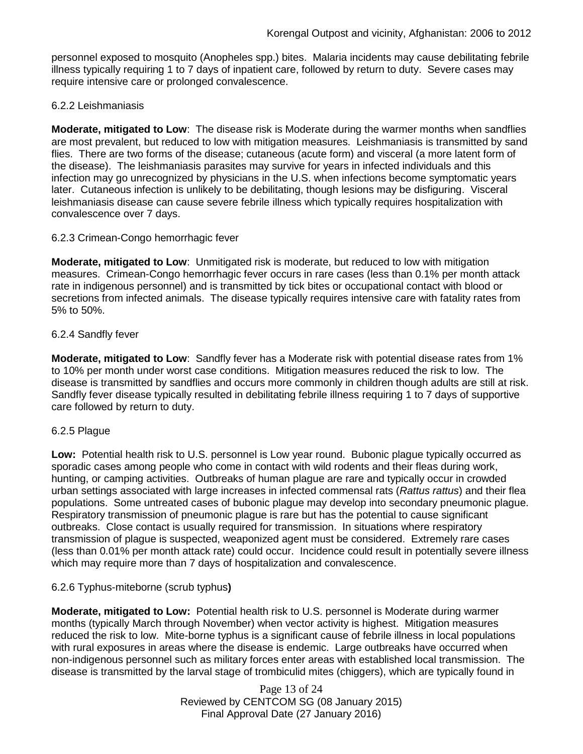personnel exposed to mosquito (Anopheles spp.) bites. Malaria incidents may cause debilitating febrile illness typically requiring 1 to 7 days of inpatient care, followed by return to duty. Severe cases may require intensive care or prolonged convalescence.

#### 6.2.2 Leishmaniasis

**Moderate, mitigated to Low**: The disease risk is Moderate during the warmer months when sandflies are most prevalent, but reduced to low with mitigation measures. Leishmaniasis is transmitted by sand flies. There are two forms of the disease; cutaneous (acute form) and visceral (a more latent form of the disease). The leishmaniasis parasites may survive for years in infected individuals and this infection may go unrecognized by physicians in the U.S. when infections become symptomatic years later. Cutaneous infection is unlikely to be debilitating, though lesions may be disfiguring. Visceral leishmaniasis disease can cause severe febrile illness which typically requires hospitalization with convalescence over 7 days.

#### 6.2.3 Crimean-Congo hemorrhagic fever

**Moderate, mitigated to Low**: Unmitigated risk is moderate, but reduced to low with mitigation measures. Crimean-Congo hemorrhagic fever occurs in rare cases (less than 0.1% per month attack rate in indigenous personnel) and is transmitted by tick bites or occupational contact with blood or secretions from infected animals. The disease typically requires intensive care with fatality rates from 5% to 50%.

#### 6.2.4 Sandfly fever

**Moderate, mitigated to Low**: Sandfly fever has a Moderate risk with potential disease rates from 1% to 10% per month under worst case conditions. Mitigation measures reduced the risk to low. The disease is transmitted by sandflies and occurs more commonly in children though adults are still at risk. Sandfly fever disease typically resulted in debilitating febrile illness requiring 1 to 7 days of supportive care followed by return to duty.

#### 6.2.5 Plague

**Low:** Potential health risk to U.S. personnel is Low year round. Bubonic plague typically occurred as sporadic cases among people who come in contact with wild rodents and their fleas during work, hunting, or camping activities. Outbreaks of human plague are rare and typically occur in crowded urban settings associated with large increases in infected commensal rats (*Rattus rattus*) and their flea populations. Some untreated cases of bubonic plague may develop into secondary pneumonic plague. Respiratory transmission of pneumonic plague is rare but has the potential to cause significant outbreaks. Close contact is usually required for transmission. In situations where respiratory transmission of plague is suspected, weaponized agent must be considered. Extremely rare cases (less than 0.01% per month attack rate) could occur. Incidence could result in potentially severe illness which may require more than 7 days of hospitalization and convalescence.

#### 6.2.6 Typhus-miteborne (scrub typhus**)**

**Moderate, mitigated to Low:** Potential health risk to U.S. personnel is Moderate during warmer months (typically March through November) when vector activity is highest. Mitigation measures reduced the risk to low. Mite-borne typhus is a significant cause of febrile illness in local populations with rural exposures in areas where the disease is endemic. Large outbreaks have occurred when non-indigenous personnel such as military forces enter areas with established local transmission. The disease is transmitted by the larval stage of trombiculid mites (chiggers), which are typically found in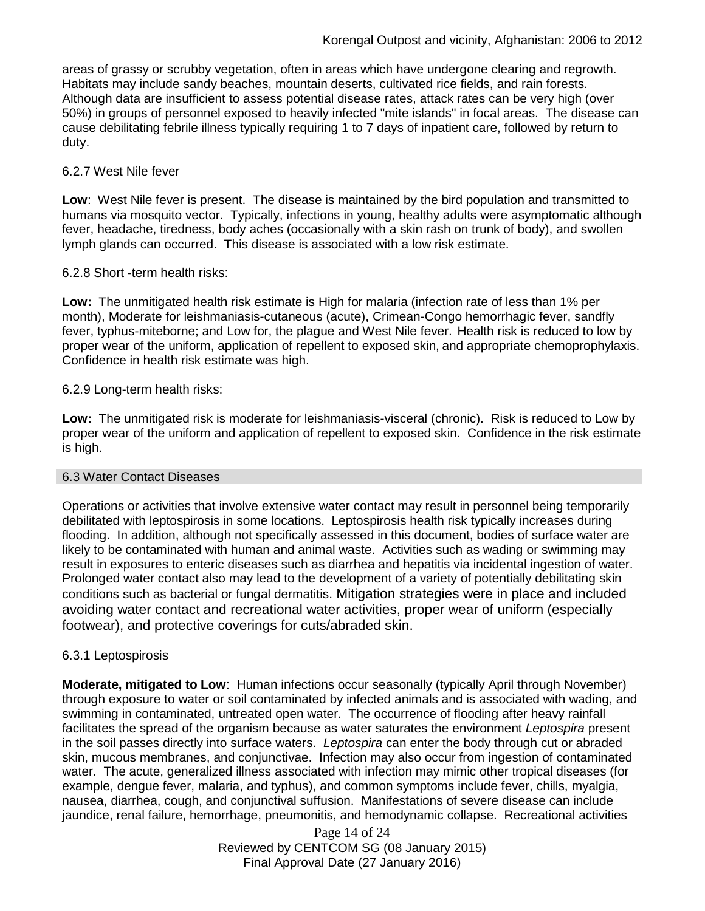areas of grassy or scrubby vegetation, often in areas which have undergone clearing and regrowth. Habitats may include sandy beaches, mountain deserts, cultivated rice fields, and rain forests. Although data are insufficient to assess potential disease rates, attack rates can be very high (over 50%) in groups of personnel exposed to heavily infected "mite islands" in focal areas. The disease can cause debilitating febrile illness typically requiring 1 to 7 days of inpatient care, followed by return to duty.

### 6.2.7 West Nile fever

**Low**: West Nile fever is present. The disease is maintained by the bird population and transmitted to humans via mosquito vector. Typically, infections in young, healthy adults were asymptomatic although fever, headache, tiredness, body aches (occasionally with a skin rash on trunk of body), and swollen lymph glands can occurred. This disease is associated with a low risk estimate.

### 6.2.8 Short -term health risks:

**Low:** The unmitigated health risk estimate is High for malaria (infection rate of less than 1% per month), Moderate for leishmaniasis-cutaneous (acute), Crimean-Congo hemorrhagic fever, sandfly fever, typhus-miteborne; and Low for, the plague and West Nile fever. Health risk is reduced to low by proper wear of the uniform, application of repellent to exposed skin, and appropriate chemoprophylaxis. Confidence in health risk estimate was high.

### 6.2.9 Long-term health risks:

**Low:** The unmitigated risk is moderate for leishmaniasis-visceral (chronic). Risk is reduced to Low by proper wear of the uniform and application of repellent to exposed skin. Confidence in the risk estimate is high.

## 6.3 Water Contact Diseases

Operations or activities that involve extensive water contact may result in personnel being temporarily debilitated with leptospirosis in some locations. Leptospirosis health risk typically increases during flooding. In addition, although not specifically assessed in this document, bodies of surface water are likely to be contaminated with human and animal waste. Activities such as wading or swimming may result in exposures to enteric diseases such as diarrhea and hepatitis via incidental ingestion of water. Prolonged water contact also may lead to the development of a variety of potentially debilitating skin conditions such as bacterial or fungal dermatitis. Mitigation strategies were in place and included avoiding water contact and recreational water activities, proper wear of uniform (especially footwear), and protective coverings for cuts/abraded skin.

### 6.3.1 Leptospirosis

**Moderate, mitigated to Low**: Human infections occur seasonally (typically April through November) through exposure to water or soil contaminated by infected animals and is associated with wading, and swimming in contaminated, untreated open water. The occurrence of flooding after heavy rainfall facilitates the spread of the organism because as water saturates the environment *Leptospira* present in the soil passes directly into surface waters. *Leptospira* can enter the body through cut or abraded skin, mucous membranes, and conjunctivae. Infection may also occur from ingestion of contaminated water. The acute, generalized illness associated with infection may mimic other tropical diseases (for example, dengue fever, malaria, and typhus), and common symptoms include fever, chills, myalgia, nausea, diarrhea, cough, and conjunctival suffusion. Manifestations of severe disease can include jaundice, renal failure, hemorrhage, pneumonitis, and hemodynamic collapse. Recreational activities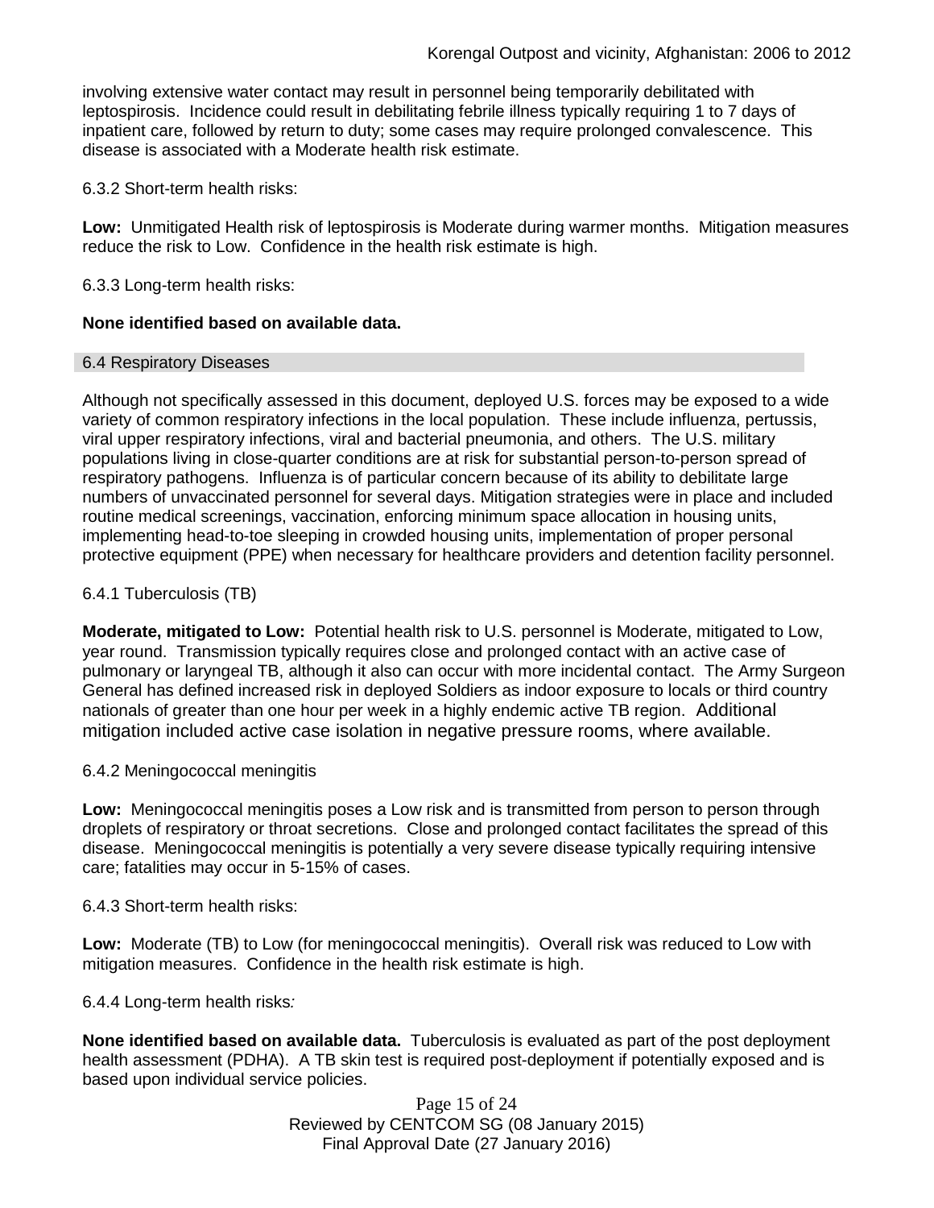involving extensive water contact may result in personnel being temporarily debilitated with leptospirosis. Incidence could result in debilitating febrile illness typically requiring 1 to 7 days of inpatient care, followed by return to duty; some cases may require prolonged convalescence. This disease is associated with a Moderate health risk estimate.

6.3.2 Short-term health risks:

**Low:** Unmitigated Health risk of leptospirosis is Moderate during warmer months. Mitigation measures reduce the risk to Low. Confidence in the health risk estimate is high.

6.3.3 Long-term health risks:

**None identified based on available data.**

## 6.4 Respiratory Diseases

Although not specifically assessed in this document, deployed U.S. forces may be exposed to a wide variety of common respiratory infections in the local population. These include influenza, pertussis, viral upper respiratory infections, viral and bacterial pneumonia, and others. The U.S. military populations living in close-quarter conditions are at risk for substantial person-to-person spread of respiratory pathogens. Influenza is of particular concern because of its ability to debilitate large numbers of unvaccinated personnel for several days. Mitigation strategies were in place and included routine medical screenings, vaccination, enforcing minimum space allocation in housing units, implementing head-to-toe sleeping in crowded housing units, implementation of proper personal protective equipment (PPE) when necessary for healthcare providers and detention facility personnel.

6.4.1 Tuberculosis (TB)

**Moderate, mitigated to Low:** Potential health risk to U.S. personnel is Moderate, mitigated to Low, year round. Transmission typically requires close and prolonged contact with an active case of pulmonary or laryngeal TB, although it also can occur with more incidental contact. The Army Surgeon General has defined increased risk in deployed Soldiers as indoor exposure to locals or third country nationals of greater than one hour per week in a highly endemic active TB region. Additional mitigation included active case isolation in negative pressure rooms, where available.

6.4.2 Meningococcal meningitis

**Low:** Meningococcal meningitis poses a Low risk and is transmitted from person to person through droplets of respiratory or throat secretions. Close and prolonged contact facilitates the spread of this disease. Meningococcal meningitis is potentially a very severe disease typically requiring intensive care; fatalities may occur in 5-15% of cases.

6.4.3 Short-term health risks:

**Low:** Moderate (TB) to Low (for meningococcal meningitis). Overall risk was reduced to Low with mitigation measures. Confidence in the health risk estimate is high.

6.4.4 Long-term health risks*:*

**None identified based on available data.** Tuberculosis is evaluated as part of the post deployment health assessment (PDHA). A TB skin test is required post-deployment if potentially exposed and is based upon individual service policies.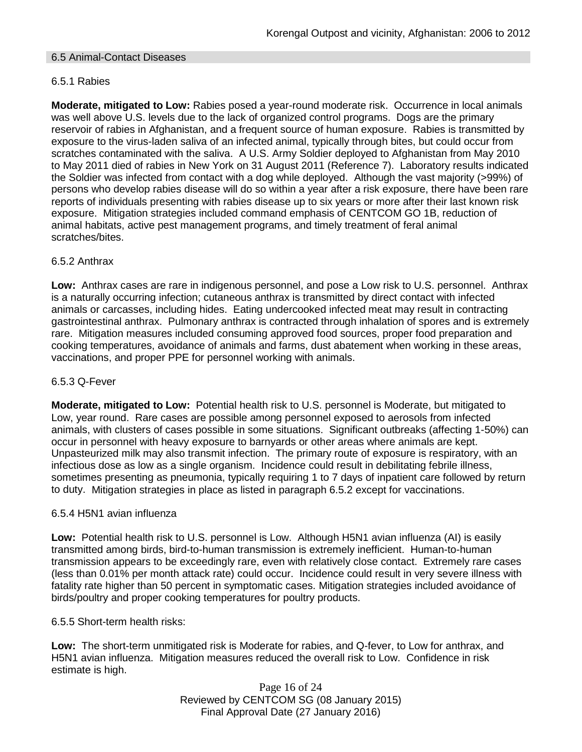## 6.5 Animal-Contact Diseases

### 6.5.1 Rabies

**Moderate, mitigated to Low:** Rabies posed a year-round moderate risk. Occurrence in local animals was well above U.S. levels due to the lack of organized control programs. Dogs are the primary reservoir of rabies in Afghanistan, and a frequent source of human exposure. Rabies is transmitted by exposure to the virus-laden saliva of an infected animal, typically through bites, but could occur from scratches contaminated with the saliva. A U.S. Army Soldier deployed to Afghanistan from May 2010 to May 2011 died of rabies in New York on 31 August 2011 (Reference 7). Laboratory results indicated the Soldier was infected from contact with a dog while deployed. Although the vast majority (>99%) of persons who develop rabies disease will do so within a year after a risk exposure, there have been rare reports of individuals presenting with rabies disease up to six years or more after their last known risk exposure. Mitigation strategies included command emphasis of CENTCOM GO 1B, reduction of animal habitats, active pest management programs, and timely treatment of feral animal scratches/bites.

### 6.5.2 Anthrax

**Low:** Anthrax cases are rare in indigenous personnel, and pose a Low risk to U.S. personnel. Anthrax is a naturally occurring infection; cutaneous anthrax is transmitted by direct contact with infected animals or carcasses, including hides. Eating undercooked infected meat may result in contracting gastrointestinal anthrax. Pulmonary anthrax is contracted through inhalation of spores and is extremely rare. Mitigation measures included consuming approved food sources, proper food preparation and cooking temperatures, avoidance of animals and farms, dust abatement when working in these areas, vaccinations, and proper PPE for personnel working with animals.

### 6.5.3 Q-Fever

**Moderate, mitigated to Low:** Potential health risk to U.S. personnel is Moderate, but mitigated to Low, year round. Rare cases are possible among personnel exposed to aerosols from infected animals, with clusters of cases possible in some situations. Significant outbreaks (affecting 1-50%) can occur in personnel with heavy exposure to barnyards or other areas where animals are kept. Unpasteurized milk may also transmit infection. The primary route of exposure is respiratory, with an infectious dose as low as a single organism. Incidence could result in debilitating febrile illness, sometimes presenting as pneumonia, typically requiring 1 to 7 days of inpatient care followed by return to duty. Mitigation strategies in place as listed in paragraph 6.5.2 except for vaccinations.

### 6.5.4 H5N1 avian influenza

**Low:** Potential health risk to U.S. personnel is Low. Although H5N1 avian influenza (AI) is easily transmitted among birds, bird-to-human transmission is extremely inefficient. Human-to-human transmission appears to be exceedingly rare, even with relatively close contact. Extremely rare cases (less than 0.01% per month attack rate) could occur. Incidence could result in very severe illness with fatality rate higher than 50 percent in symptomatic cases. Mitigation strategies included avoidance of birds/poultry and proper cooking temperatures for poultry products.

### 6.5.5 Short-term health risks:

**Low:** The short-term unmitigated risk is Moderate for rabies, and Q-fever, to Low for anthrax, and H5N1 avian influenza. Mitigation measures reduced the overall risk to Low. Confidence in risk estimate is high.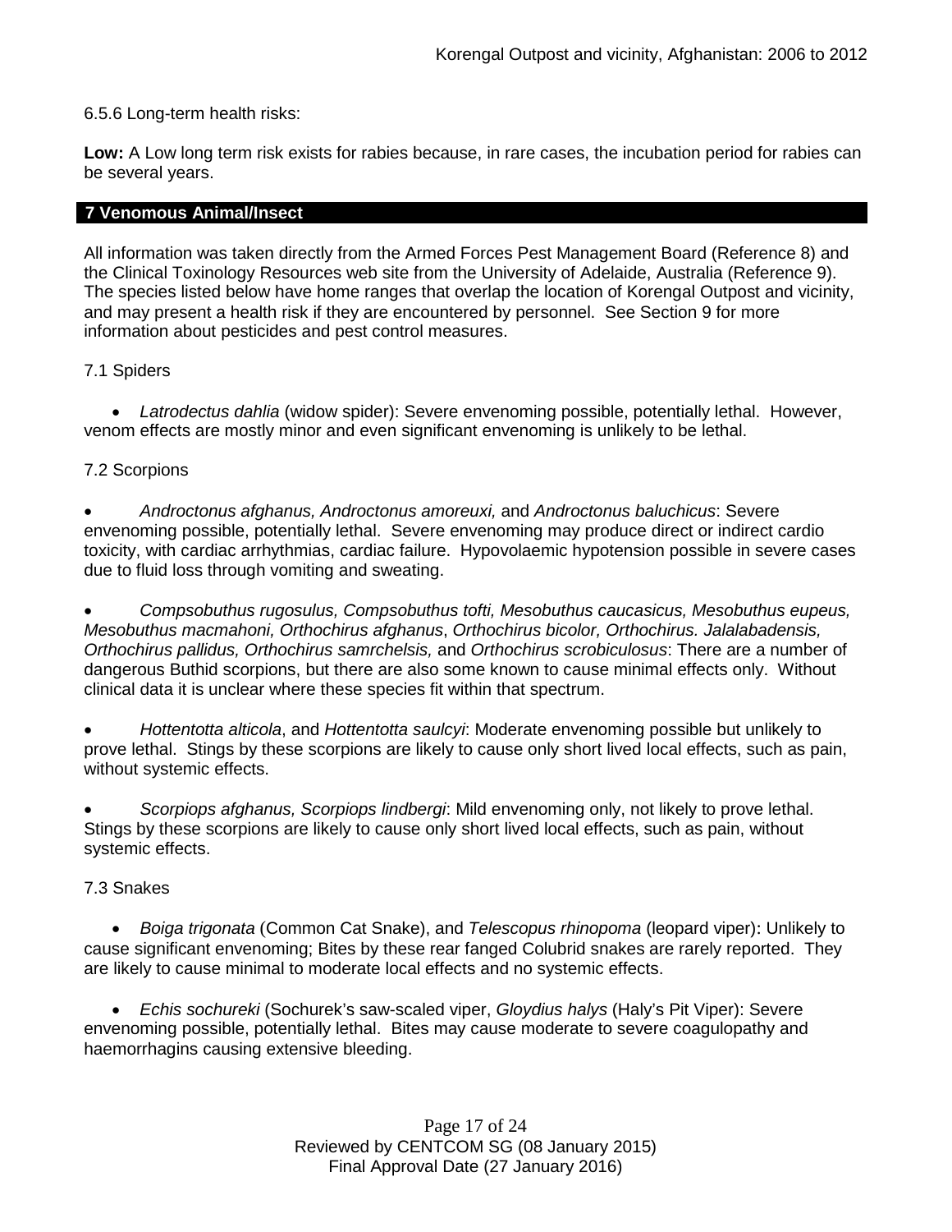6.5.6 Long-term health risks:

**Low:** A Low long term risk exists for rabies because, in rare cases, the incubation period for rabies can be several years.

## 7 Venomous Animal/Insect

All information was taken directly from the Armed Forces Pest Management Board (Reference 8) and the Clinical Toxinology Resources web site from the University of Adelaide, Australia (Reference 9). The species listed below have home ranges that overlap the location of Korengal Outpost and vicinity, and may present a health risk if they are encountered by personnel. See Section 9 for more information about pesticides and pest control measures.

### 7.1 Spiders

- *Latrodectus dahlia* (widow spider): Severe envenoming possible, potentially lethal. However, venom effects are mostly minor and even significant envenoming is unlikely to be lethal.

### 7.2 Scorpions

- *Androctonus afghanus, Androctonus amoreuxi,* and *Androctonus baluchicus*: Severe envenoming possible, potentially lethal. Severe envenoming may produce direct or indirect cardio toxicity, with cardiac arrhythmias, cardiac failure. Hypovolaemic hypotension possible in severe cases due to fluid loss through vomiting and sweating.

- *Compsobuthus rugosulus, Compsobuthus tofti, Mesobuthus caucasicus, Mesobuthus eupeus, Mesobuthus macmahoni, Orthochirus afghanus*, *Orthochirus bicolor, Orthochirus. Jalalabadensis, Orthochirus pallidus, Orthochirus samrchelsis,* and *Orthochirus scrobiculosus*: There are a number of dangerous Buthid scorpions, but there are also some known to cause minimal effects only. Without clinical data it is unclear where these species fit within that spectrum.

- *Hottentotta alticola*, and *Hottentotta saulcyi*: Moderate envenoming possible but unlikely to prove lethal. Stings by these scorpions are likely to cause only short lived local effects, such as pain, without systemic effects.

- *Scorpiops afghanus, Scorpiops lindbergi*: Mild envenoming only, not likely to prove lethal. Stings by these scorpions are likely to cause only short lived local effects, such as pain, without systemic effects.

### 7.3 Snakes

- *Boiga trigonata* (Common Cat Snake), and *Telescopus rhinopoma* (leopard viper): Unlikely to cause significant envenoming; Bites by these rear fanged Colubrid snakes are rarely reported. They are likely to cause minimal to moderate local effects and no systemic effects.

- *Echis sochureki* (Sochurek's saw-scaled viper, *Gloydius halys* (Haly's Pit Viper): Severe envenoming possible, potentially lethal. Bites may cause moderate to severe coagulopathy and haemorrhagins causing extensive bleeding.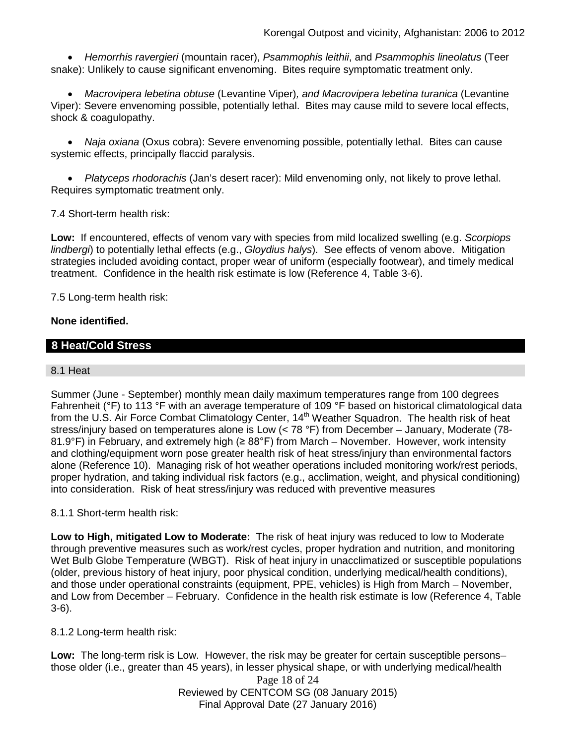- *Hemorrhis ravergieri* (mountain racer), *Psammophis leithii*, and *Psammophis lineolatus* (Teer snake): Unlikely to cause significant envenoming. Bites require symptomatic treatment only.

- *Macrovipera lebetina obtuse* (Levantine Viper)*, and Macrovipera lebetina turanica* (Levantine Viper): Severe envenoming possible, potentially lethal. Bites may cause mild to severe local effects, shock & coagulopathy.

- *Naja oxiana* (Oxus cobra): Severe envenoming possible, potentially lethal. Bites can cause systemic effects, principally flaccid paralysis.

- *Platyceps rhodorachis* (Jan's desert racer): Mild envenoming only, not likely to prove lethal. Requires symptomatic treatment only.

7.4 Short-term health risk:

**Low:** If encountered, effects of venom vary with species from mild localized swelling (e.g. *Scorpiops lindbergi*) to potentially lethal effects (e.g., *Gloydius halys*). See effects of venom above. Mitigation strategies included avoiding contact, proper wear of uniform (especially footwear), and timely medical treatment. Confidence in the health risk estimate is low (Reference 4, Table 3-6).

7.5 Long-term health risk:

**None identified.**

## 8 Heat/Cold Stress

### 8.1 Heat

Summer (June - September) monthly mean daily maximum temperatures range from 100 degrees Fahrenheit (°F) to 113 °F with an average temperature of 109 °F based on historical climatological data from the U.S. Air Force Combat Climatology Center, 14th Weather Squadron. The health risk of heat stress/injury based on temperatures alone is Low (< 78 °F) from December – January, Moderate (78-81.9°F) in February, and extremely high (≥ 88°F) from March – November. However, work intensity and clothing/equipment worn pose greater health risk of heat stress/injury than environmental factors alone (Reference 10). Managing risk of hot weather operations included monitoring work/rest periods, proper hydration, and taking individual risk factors (e.g., acclimation, weight, and physical conditioning) into consideration. Risk of heat stress/injury was reduced with preventive measures

8.1.1 Short-term health risk:

**Low to High, mitigated Low to Moderate:** The risk of heat injury was reduced to low to Moderate through preventive measures such as work/rest cycles, proper hydration and nutrition, and monitoring Wet Bulb Globe Temperature (WBGT). Risk of heat injury in unacclimatized or susceptible populations (older, previous history of heat injury, poor physical condition, underlying medical/health conditions), and those under operational constraints (equipment, PPE, vehicles) is High from March – November, and Low from December – February. Confidence in the health risk estimate is low (Reference 4, Table 3-6).

8.1.2 Long-term health risk:

**Low:** The long-term risk is Low. However, the risk may be greater for certain susceptible persons– those older (i.e., greater than 45 years), in lesser physical shape, or with underlying medical/health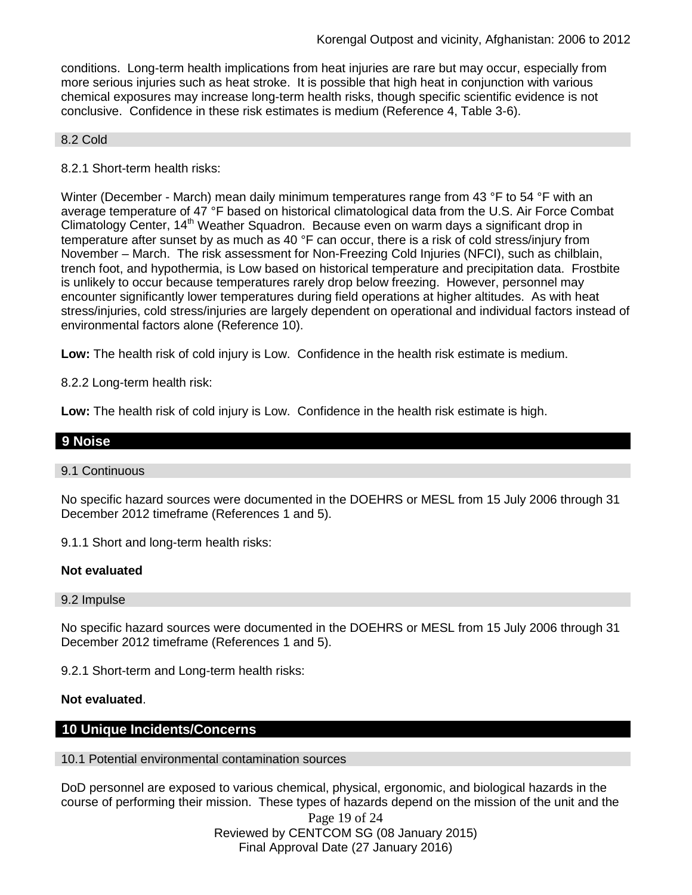conditions. Long-term health implications from heat injuries are rare but may occur, especially from more serious injuries such as heat stroke. It is possible that high heat in conjunction with various chemical exposures may increase long-term health risks, though specific scientific evidence is not conclusive. Confidence in these risk estimates is medium (Reference 4, Table 3-6).

### 8.2 Cold

8.2.1 Short-term health risks:

Winter (December - March) mean daily minimum temperatures range from 43 °F to 54 °F with an average temperature of 47 °F based on historical climatological data from the U.S. Air Force Combat Climatology Center, 14th Weather Squadron. Because even on warm days a significant drop in temperature after sunset by as much as 40 °F can occur, there is a risk of cold stress/injury from November – March. The risk assessment for Non-Freezing Cold Injuries (NFCI), such as chilblain, trench foot, and hypothermia, is Low based on historical temperature and precipitation data. Frostbite is unlikely to occur because temperatures rarely drop below freezing. However, personnel may encounter significantly lower temperatures during field operations at higher altitudes. As with heat stress/injuries, cold stress/injuries are largely dependent on operational and individual factors instead of environmental factors alone (Reference 10).

**Low:** The health risk of cold injury is Low. Confidence in the health risk estimate is medium.

8.2.2 Long-term health risk:

**Low:** The health risk of cold injury is Low. Confidence in the health risk estimate is high.

## 9 Noise

### 9.1 Continuous

No specific hazard sources were documented in the DOEHRS or MESL from 15 July 2006 through 31 December 2012 timeframe (References 1 and 5).

9.1.1 Short and long-term health risks:

**Not evaluated**

### 9.2 Impulse

No specific hazard sources were documented in the DOEHRS or MESL from 15 July 2006 through 31 December 2012 timeframe (References 1 and 5).

9.2.1 Short-term and Long-term health risks:

**Not evaluated**.

## 10 Unique Incidents/Concerns

### 10.1 Potential environmental contamination sources

DoD personnel are exposed to various chemical, physical, ergonomic, and biological hazards in the course of performing their mission. These types of hazards depend on the mission of the unit and the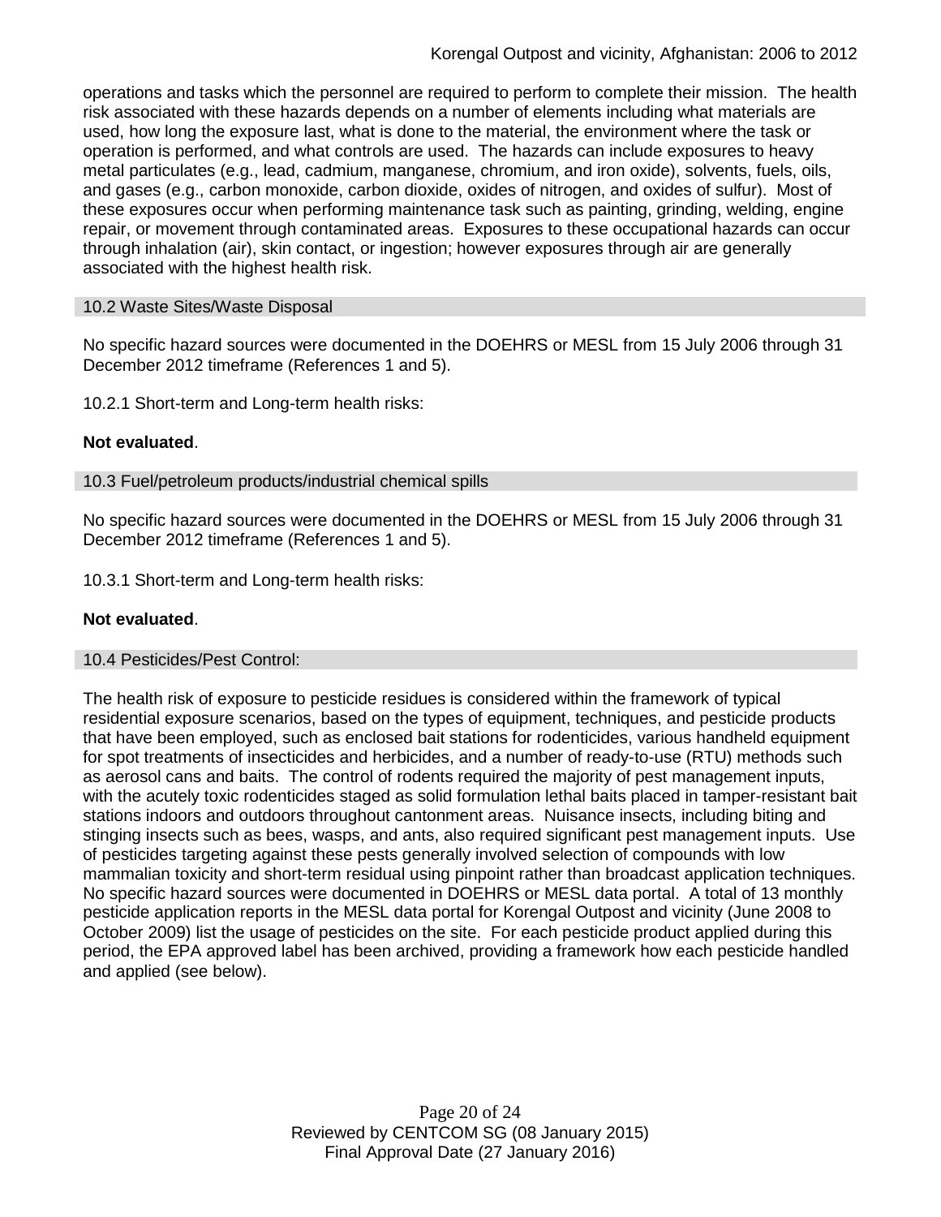operations and tasks which the personnel are required to perform to complete their mission. The health risk associated with these hazards depends on a number of elements including what materials are used, how long the exposure last, what is done to the material, the environment where the task or operation is performed, and what controls are used. The hazards can include exposures to heavy metal particulates (e.g., lead, cadmium, manganese, chromium, and iron oxide), solvents, fuels, oils, and gases (e.g., carbon monoxide, carbon dioxide, oxides of nitrogen, and oxides of sulfur). Most of these exposures occur when performing maintenance task such as painting, grinding, welding, engine repair, or movement through contaminated areas. Exposures to these occupational hazards can occur through inhalation (air), skin contact, or ingestion; however exposures through air are generally associated with the highest health risk.

## 10.2 Waste Sites/Waste Disposal

No specific hazard sources were documented in the DOEHRS or MESL from 15 July 2006 through 31 December 2012 timeframe (References 1 and 5).

10.2.1 Short-term and Long-term health risks:

**Not evaluated**.

## 10.3 Fuel/petroleum products/industrial chemical spills

No specific hazard sources were documented in the DOEHRS or MESL from 15 July 2006 through 31 December 2012 timeframe (References 1 and 5).

10.3.1 Short-term and Long-term health risks:

**Not evaluated**.

## 10.4 Pesticides/Pest Control:

The health risk of exposure to pesticide residues is considered within the framework of typical residential exposure scenarios, based on the types of equipment, techniques, and pesticide products that have been employed, such as enclosed bait stations for rodenticides, various handheld equipment for spot treatments of insecticides and herbicides, and a number of ready-to-use (RTU) methods such as aerosol cans and baits. The control of rodents required the majority of pest management inputs, with the acutely toxic rodenticides staged as solid formulation lethal baits placed in tamper-resistant bait stations indoors and outdoors throughout cantonment areas. Nuisance insects, including biting and stinging insects such as bees, wasps, and ants, also required significant pest management inputs. Use of pesticides targeting against these pests generally involved selection of compounds with low mammalian toxicity and short-term residual using pinpoint rather than broadcast application techniques. No specific hazard sources were documented in DOEHRS or MESL data portal. A total of 13 monthly pesticide application reports in the MESL data portal for Korengal Outpost and vicinity (June 2008 to October 2009) list the usage of pesticides on the site. For each pesticide product applied during this period, the EPA approved label has been archived, providing a framework how each pesticide handled and applied (see below).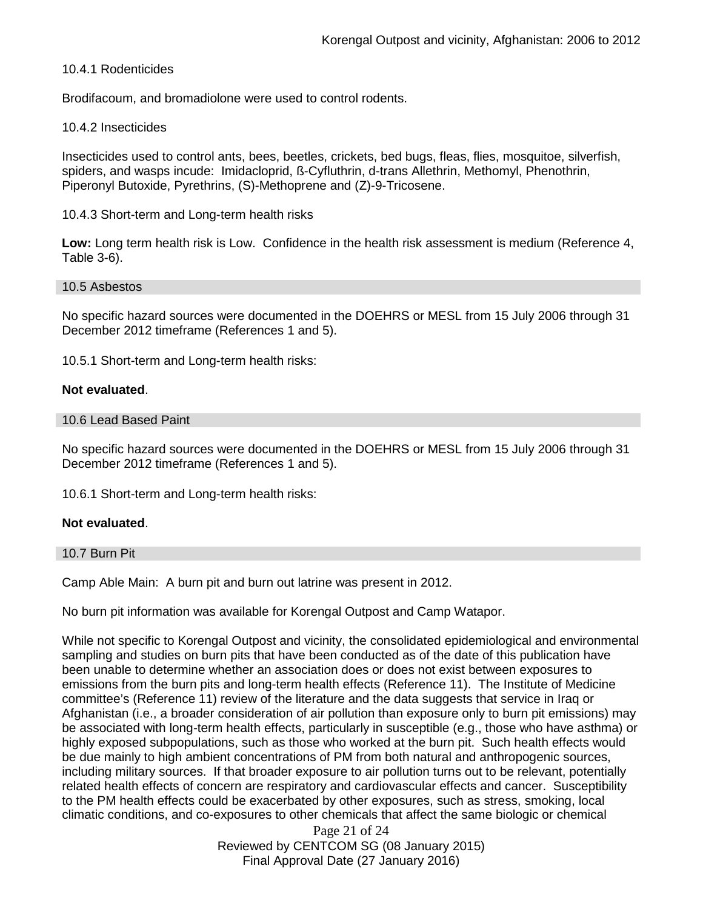10.4.1 Rodenticides

Brodifacoum, and bromadiolone were used to control rodents.

10.4.2 Insecticides

Insecticides used to control ants, bees, beetles, crickets, bed bugs, fleas, flies, mosquitoe, silverfish, spiders, and wasps incude: Imidacloprid, ß-Cyfluthrin, d-trans Allethrin, Methomyl, Phenothrin, Piperonyl Butoxide, Pyrethrins, (S)-Methoprene and (Z)-9-Tricosene.

10.4.3 Short-term and Long-term health risks

**Low:** Long term health risk is Low. Confidence in the health risk assessment is medium (Reference 4, Table 3-6).

## 10.5 Asbestos

No specific hazard sources were documented in the DOEHRS or MESL from 15 July 2006 through 31 December 2012 timeframe (References 1 and 5).

10.5.1 Short-term and Long-term health risks:

**Not evaluated**.

## 10.6 Lead Based Paint

No specific hazard sources were documented in the DOEHRS or MESL from 15 July 2006 through 31 December 2012 timeframe (References 1 and 5).

10.6.1 Short-term and Long-term health risks:

**Not evaluated**.

## 10.7 Burn Pit

Camp Able Main: A burn pit and burn out latrine was present in 2012.

No burn pit information was available for Korengal Outpost and Camp Watapor.

While not specific to Korengal Outpost and vicinity, the consolidated epidemiological and environmental sampling and studies on burn pits that have been conducted as of the date of this publication have been unable to determine whether an association does or does not exist between exposures to emissions from the burn pits and long-term health effects (Reference 11). The Institute of Medicine committee's (Reference 11) review of the literature and the data suggests that service in Iraq or Afghanistan (i.e., a broader consideration of air pollution than exposure only to burn pit emissions) may be associated with long-term health effects, particularly in susceptible (e.g., those who have asthma) or highly exposed subpopulations, such as those who worked at the burn pit. Such health effects would be due mainly to high ambient concentrations of PM from both natural and anthropogenic sources, including military sources. If that broader exposure to air pollution turns out to be relevant, potentially related health effects of concern are respiratory and cardiovascular effects and cancer. Susceptibility to the PM health effects could be exacerbated by other exposures, such as stress, smoking, local climatic conditions, and co-exposures to other chemicals that affect the same biologic or chemical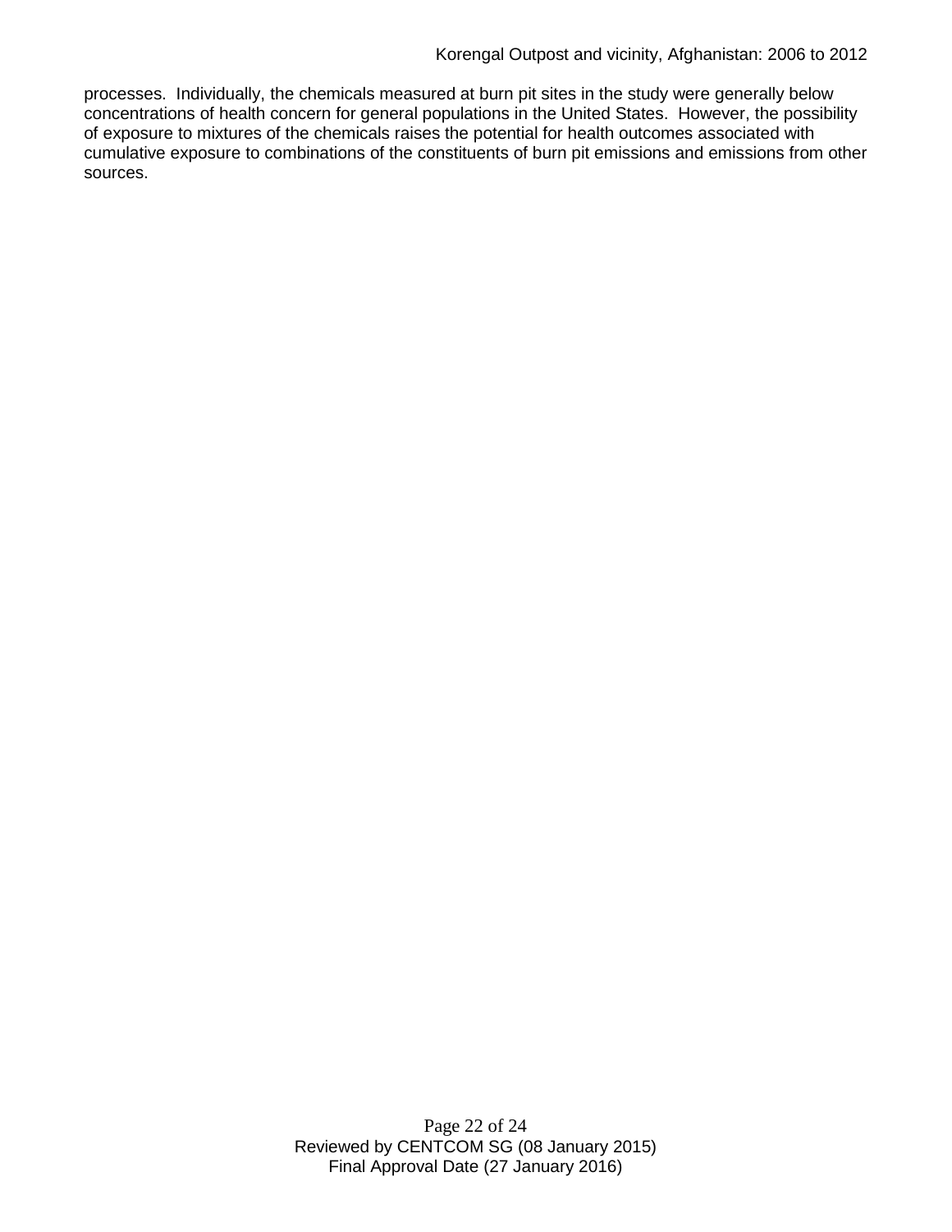processes. Individually, the chemicals measured at burn pit sites in the study were generally below concentrations of health concern for general populations in the United States. However, the possibility of exposure to mixtures of the chemicals raises the potential for health outcomes associated with cumulative exposure to combinations of the constituents of burn pit emissions and emissions from other sources.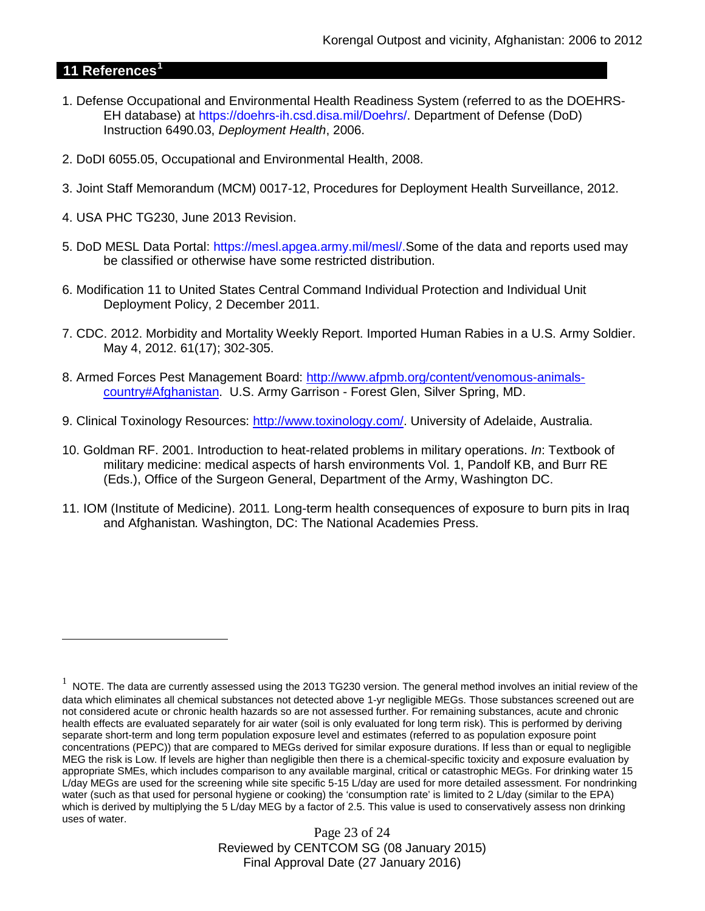## 11 References[1]

1. Defense Occupational and Environmental Health Readiness System (referred to as the DOEHRS-EH database) at https://doehrs-ih.csd.disa.mil/Doehrs/. Department of Defense (DoD) Instruction 6490.03, *Deployment Health*, 2006.

2. DoDI 6055.05, Occupational and Environmental Health, 2008.

3. Joint Staff Memorandum (MCM) 0017-12, Procedures for Deployment Health Surveillance, 2012.

4. USA PHC TG230, June 2013 Revision.

5. DoD MESL Data Portal: https://mesl.apgea.army.mil/mesl/.Some of the data and reports used may be classified or otherwise have some restricted distribution.

6. Modification 11 to United States Central Command Individual Protection and Individual Unit Deployment Policy, 2 December 2011.

7. CDC. 2012. Morbidity and Mortality Weekly Report. Imported Human Rabies in a U.S. Army Soldier. May 4, 2012. 61(17); 302-305.

8. Armed Forces Pest Management Board: http://www.afpmb.org/content/venomous-animals-country#Afghanistan. U.S. Army Garrison - Forest Glen, Silver Spring, MD.

9. Clinical Toxinology Resources: http://www.toxinology.com/. University of Adelaide, Australia.

10. Goldman RF. 2001. Introduction to heat-related problems in military operations. *In*: Textbook of military medicine: medical aspects of harsh environments Vol. 1, Pandolf KB, and Burr RE (Eds.), Office of the Surgeon General, Department of the Army, Washington DC.

11. IOM (Institute of Medicine). 2011*.* Long-term health consequences of exposure to burn pits in Iraq and Afghanistan*.* Washington, DC: The National Academies Press.

---

[1] NOTE. The data are currently assessed using the 2013 TG230 version. The general method involves an initial review of the data which eliminates all chemical substances not detected above 1-yr negligible MEGs. Those substances screened out are not considered acute or chronic health hazards so are not assessed further. For remaining substances, acute and chronic health effects are evaluated separately for air water (soil is only evaluated for long term risk). This is performed by deriving separate short-term and long term population exposure level and estimates (referred to as population exposure point concentrations (PEPC)) that are compared to MEGs derived for similar exposure durations. If less than or equal to negligible MEG the risk is Low. If levels are higher than negligible then there is a chemical-specific toxicity and exposure evaluation by appropriate SMEs, which includes comparison to any available marginal, critical or catastrophic MEGs. For drinking water 15 L/day MEGs are used for the screening while site specific 5-15 L/day are used for more detailed assessment. For nondrinking water (such as that used for personal hygiene or cooking) the 'consumption rate' is limited to 2 L/day (similar to the EPA) which is derived by multiplying the 5 L/day MEG by a factor of 2.5. This value is used to conservatively assess non drinking uses of water.

Reviewed by CENTCOM SG (08 January 2015)
Final Approval Date (27 January 2016)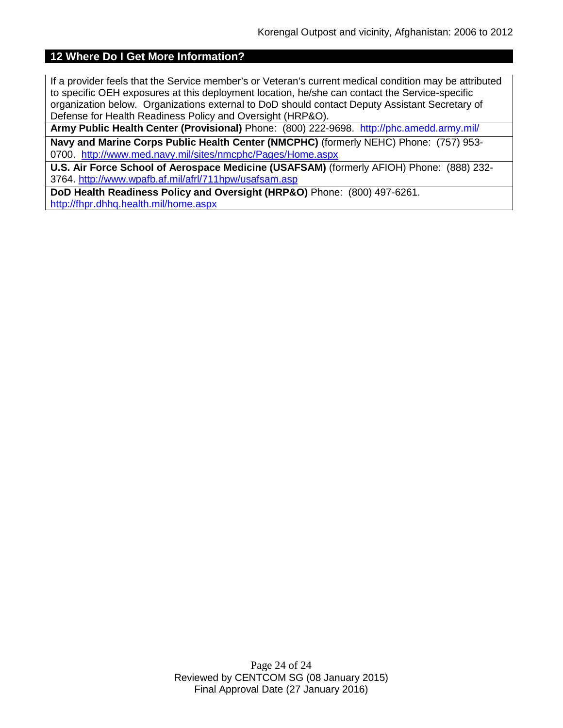## 12 Where Do I Get More Information?

| |
|---|
| If a provider feels that the Service member's or Veteran's current medical condition may be attributed to specific OEH exposures at this deployment location, he/she can contact the Service-specific organization below. Organizations external to DoD should contact Deputy Assistant Secretary of Defense for Health Readiness Policy and Oversight (HRP&O). |
| **Army Public Health Center (Provisional)** Phone: (800) 222-9698. http://phc.amedd.army.mil/ |
| **Navy and Marine Corps Public Health Center (NMCPHC)** (formerly NEHC) Phone: (757) 953-0700. http://www.med.navy.mil/sites/nmcphc/Pages/Home.aspx |
| **U.S. Air Force School of Aerospace Medicine (USAFSAM)** (formerly AFIOH) Phone: (888) 232-3764. http://www.wpafb.af.mil/afrl/711hpw/usafsam.asp |
| **DoD Health Readiness Policy and Oversight (HRP&O)** Phone: (800) 497-6261. http://fhpr.dhhq.health.mil/home.aspx |

Reviewed by CENTCOM SG (08 January 2015)
Final Approval Date (27 January 2016)